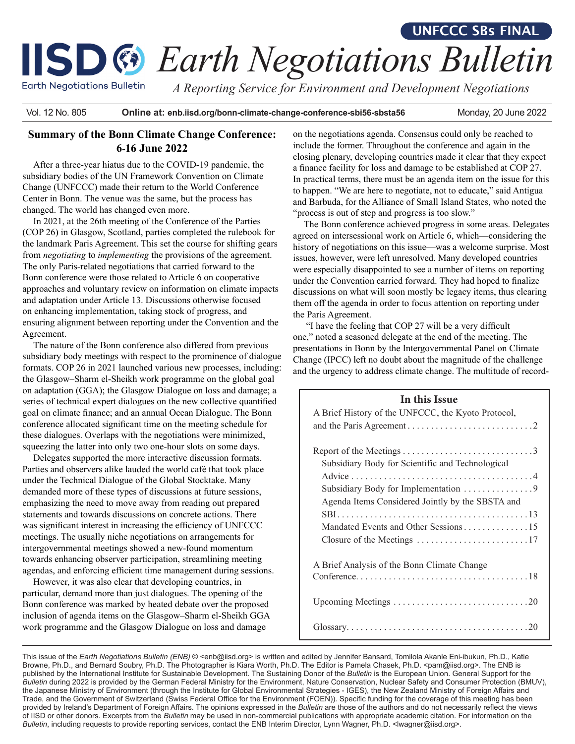# Earth Negotiations Bulletin

*A Reporting Service for Environment and Development Negotiations*

UNFCCC SBs FINAL

Vol. 12 No. 805 | **Online at:** enb.iisd.org/bonn-climate-change-conference-sbi56-sbsta56 | Monday, 20 June 2022

## Summary of the Bonn Climate Change Conference: 6-16 June 2022

After a three-year hiatus due to the COVID-19 pandemic, the subsidiary bodies of the UN Framework Convention on Climate Change (UNFCCC) made their return to the World Conference Center in Bonn. The venue was the same, but the process has changed. The world has changed even more.

In 2021, at the 26th meeting of the Conference of the Parties (COP 26) in Glasgow, Scotland, parties completed the rulebook for the landmark Paris Agreement. This set the course for shifting gears from *negotiating* to *implementing* the provisions of the agreement. The only Paris-related negotiations that carried forward to the Bonn conference were those related to Article 6 on cooperative approaches and voluntary review on information on climate impacts and adaptation under Article 13. Discussions otherwise focused on enhancing implementation, taking stock of progress, and ensuring alignment between reporting under the Convention and the Agreement.

The nature of the Bonn conference also differed from previous subsidiary body meetings with respect to the prominence of dialogue formats. COP 26 in 2021 launched various new processes, including: the Glasgow–Sharm el-Sheikh work programme on the global goal on adaptation (GGA); the Glasgow Dialogue on loss and damage; a series of technical expert dialogues on the new collective quantified goal on climate finance; and an annual Ocean Dialogue. The Bonn conference allocated significant time on the meeting schedule for these dialogues. Overlaps with the negotiations were minimized, squeezing the latter into only two one-hour slots on some days.

Delegates supported the more interactive discussion formats. Parties and observers alike lauded the world café that took place under the Technical Dialogue of the Global Stocktake. Many demanded more of these types of discussions at future sessions, emphasizing the need to move away from reading out prepared statements and towards discussions on concrete actions. There was significant interest in increasing the efficiency of UNFCCC meetings. The usually niche negotiations on arrangements for intergovernmental meetings showed a new-found momentum towards enhancing observer participation, streamlining meeting agendas, and enforcing efficient time management during sessions.

However, it was also clear that developing countries, in particular, demand more than just dialogues. The opening of the Bonn conference was marked by heated debate over the proposed inclusion of agenda items on the Glasgow–Sharm el-Sheikh GGA work programme and the Glasgow Dialogue on loss and damage on the negotiations agenda. Consensus could only be reached to include the former. Throughout the conference and again in the closing plenary, developing countries made it clear that they expect a finance facility for loss and damage to be established at COP 27. In practical terms, there must be an agenda item on the issue for this to happen. "We are here to negotiate, not to educate," said Antigua and Barbuda, for the Alliance of Small Island States, who noted the "process is out of step and progress is too slow."

The Bonn conference achieved progress in some areas. Delegates agreed on intersessional work on Article 6, which—considering the history of negotiations on this issue—was a welcome surprise. Most issues, however, were left unresolved. Many developed countries were especially disappointed to see a number of items on reporting under the Convention carried forward. They had hoped to finalize discussions on what will soon mostly be legacy items, thus clearing them off the agenda in order to focus attention on reporting under the Paris Agreement.

"I have the feeling that COP 27 will be a very difficult one," noted a seasoned delegate at the end of the meeting. The presentations in Bonn by the Intergovernmental Panel on Climate Change (IPCC) left no doubt about the magnitude of the challenge and the urgency to address climate change. The multitude of record-

### In this Issue

A Brief History of the UNFCCC, the Kyoto Protocol, and the Paris Agreement . . . . . 2

Report of the Meetings . . . . . 3
- Subsidiary Body for Scientific and Technological Advice . . . . . 4
- Subsidiary Body for Implementation . . . . . 9
- Agenda Items Considered Jointly by the SBSTA and SBI . . . . . 13
- Mandated Events and Other Sessions . . . . . 15
- Closure of the Meetings . . . . . 17

A Brief Analysis of the Bonn Climate Change Conference . . . . . 18

Upcoming Meetings . . . . . 20

Glossary . . . . . 20

This issue of the *Earth Negotiations Bulletin (ENB)* © <enb@iisd.org> is written and edited by Jennifer Bansard, Tomilola Akanle Eni-ibukun, Ph.D., Katie Browne, Ph.D., and Bernard Soubry, Ph.D. The Photographer is Kiara Worth, Ph.D. The Editor is Pamela Chasek, Ph.D. <pam@iisd.org>. The ENB is published by the International Institute for Sustainable Development. The Sustaining Donor of the *Bulletin* is the European Union. General Support for the *Bulletin* during 2022 is provided by the German Federal Ministry for the Environment, Nature Conservation, Nuclear Safety and Consumer Protection (BMUV), the Japanese Ministry of Environment (through the Institute for Global Environmental Strategies - IGES), the New Zealand Ministry of Foreign Affairs and Trade, and the Government of Switzerland (Swiss Federal Office for the Environment (FOEN)). Specific funding for the coverage of this meeting has been provided by Ireland's Department of Foreign Affairs. The opinions expressed in the *Bulletin* are those of the authors and do not necessarily reflect the views of IISD or other donors. Excerpts from the *Bulletin* may be used in non-commercial publications with appropriate academic citation. For information on the *Bulletin*, including requests to provide reporting services, contact the ENB Interim Director, Lynn Wagner, Ph.D. <lwagner@iisd.org>.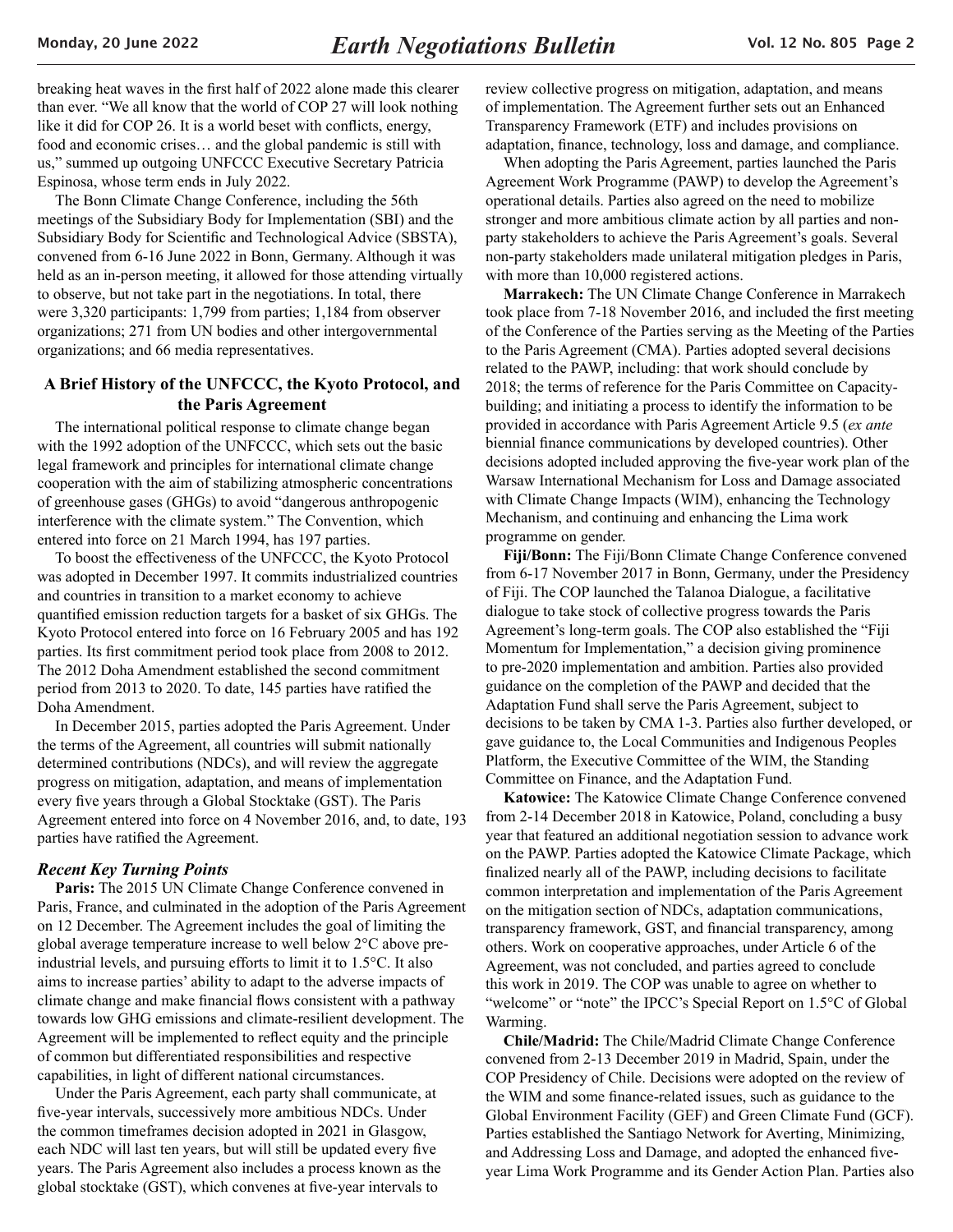breaking heat waves in the first half of 2022 alone made this clearer than ever. "We all know that the world of COP 27 will look nothing like it did for COP 26. It is a world beset with conflicts, energy, food and economic crises… and the global pandemic is still with us," summed up outgoing UNFCCC Executive Secretary Patricia Espinosa, whose term ends in July 2022.

The Bonn Climate Change Conference, including the 56th meetings of the Subsidiary Body for Implementation (SBI) and the Subsidiary Body for Scientific and Technological Advice (SBSTA), convened from 6-16 June 2022 in Bonn, Germany. Although it was held as an in-person meeting, it allowed for those attending virtually to observe, but not take part in the negotiations. In total, there were 3,320 participants: 1,799 from parties; 1,184 from observer organizations; 271 from UN bodies and other intergovernmental organizations; and 66 media representatives.

## A Brief History of the UNFCCC, the Kyoto Protocol, and the Paris Agreement

The international political response to climate change began with the 1992 adoption of the UNFCCC, which sets out the basic legal framework and principles for international climate change cooperation with the aim of stabilizing atmospheric concentrations of greenhouse gases (GHGs) to avoid "dangerous anthropogenic interference with the climate system." The Convention, which entered into force on 21 March 1994, has 197 parties.

To boost the effectiveness of the UNFCCC, the Kyoto Protocol was adopted in December 1997. It commits industrialized countries and countries in transition to a market economy to achieve quantified emission reduction targets for a basket of six GHGs. The Kyoto Protocol entered into force on 16 February 2005 and has 192 parties. Its first commitment period took place from 2008 to 2012. The 2012 Doha Amendment established the second commitment period from 2013 to 2020. To date, 145 parties have ratified the Doha Amendment.

In December 2015, parties adopted the Paris Agreement. Under the terms of the Agreement, all countries will submit nationally determined contributions (NDCs), and will review the aggregate progress on mitigation, adaptation, and means of implementation every five years through a Global Stocktake (GST). The Paris Agreement entered into force on 4 November 2016, and, to date, 193 parties have ratified the Agreement.

### *Recent Key Turning Points*

**Paris:** The 2015 UN Climate Change Conference convened in Paris, France, and culminated in the adoption of the Paris Agreement on 12 December. The Agreement includes the goal of limiting the global average temperature increase to well below 2°C above pre-industrial levels, and pursuing efforts to limit it to 1.5°C. It also aims to increase parties' ability to adapt to the adverse impacts of climate change and make financial flows consistent with a pathway towards low GHG emissions and climate-resilient development. The Agreement will be implemented to reflect equity and the principle of common but differentiated responsibilities and respective capabilities, in light of different national circumstances.

Under the Paris Agreement, each party shall communicate, at five-year intervals, successively more ambitious NDCs. Under the common timeframes decision adopted in 2021 in Glasgow, each NDC will last ten years, but will still be updated every five years. The Paris Agreement also includes a process known as the global stocktake (GST), which convenes at five-year intervals to review collective progress on mitigation, adaptation, and means of implementation. The Agreement further sets out an Enhanced Transparency Framework (ETF) and includes provisions on adaptation, finance, technology, loss and damage, and compliance.

When adopting the Paris Agreement, parties launched the Paris Agreement Work Programme (PAWP) to develop the Agreement's operational details. Parties also agreed on the need to mobilize stronger and more ambitious climate action by all parties and non-party stakeholders to achieve the Paris Agreement's goals. Several non-party stakeholders made unilateral mitigation pledges in Paris, with more than 10,000 registered actions.

**Marrakech:** The UN Climate Change Conference in Marrakech took place from 7-18 November 2016, and included the first meeting of the Conference of the Parties serving as the Meeting of the Parties to the Paris Agreement (CMA). Parties adopted several decisions related to the PAWP, including: that work should conclude by 2018; the terms of reference for the Paris Committee on Capacity-building; and initiating a process to identify the information to be provided in accordance with Paris Agreement Article 9.5 (*ex ante* biennial finance communications by developed countries). Other decisions adopted included approving the five-year work plan of the Warsaw International Mechanism for Loss and Damage associated with Climate Change Impacts (WIM), enhancing the Technology Mechanism, and continuing and enhancing the Lima work programme on gender.

**Fiji/Bonn:** The Fiji/Bonn Climate Change Conference convened from 6-17 November 2017 in Bonn, Germany, under the Presidency of Fiji. The COP launched the Talanoa Dialogue, a facilitative dialogue to take stock of collective progress towards the Paris Agreement's long-term goals. The COP also established the "Fiji Momentum for Implementation," a decision giving prominence to pre-2020 implementation and ambition. Parties also provided guidance on the completion of the PAWP and decided that the Adaptation Fund shall serve the Paris Agreement, subject to decisions to be taken by CMA 1-3. Parties also further developed, or gave guidance to, the Local Communities and Indigenous Peoples Platform, the Executive Committee of the WIM, the Standing Committee on Finance, and the Adaptation Fund.

**Katowice:** The Katowice Climate Change Conference convened from 2-14 December 2018 in Katowice, Poland, concluding a busy year that featured an additional negotiation session to advance work on the PAWP. Parties adopted the Katowice Climate Package, which finalized nearly all of the PAWP, including decisions to facilitate common interpretation and implementation of the Paris Agreement on the mitigation section of NDCs, adaptation communications, transparency framework, GST, and financial transparency, among others. Work on cooperative approaches, under Article 6 of the Agreement, was not concluded, and parties agreed to conclude this work in 2019. The COP was unable to agree on whether to "welcome" or "note" the IPCC's Special Report on 1.5°C of Global Warming.

**Chile/Madrid:** The Chile/Madrid Climate Change Conference convened from 2-13 December 2019 in Madrid, Spain, under the COP Presidency of Chile. Decisions were adopted on the review of the WIM and some finance-related issues, such as guidance to the Global Environment Facility (GEF) and Green Climate Fund (GCF). Parties established the Santiago Network for Averting, Minimizing, and Addressing Loss and Damage, and adopted the enhanced five-year Lima Work Programme and its Gender Action Plan. Parties also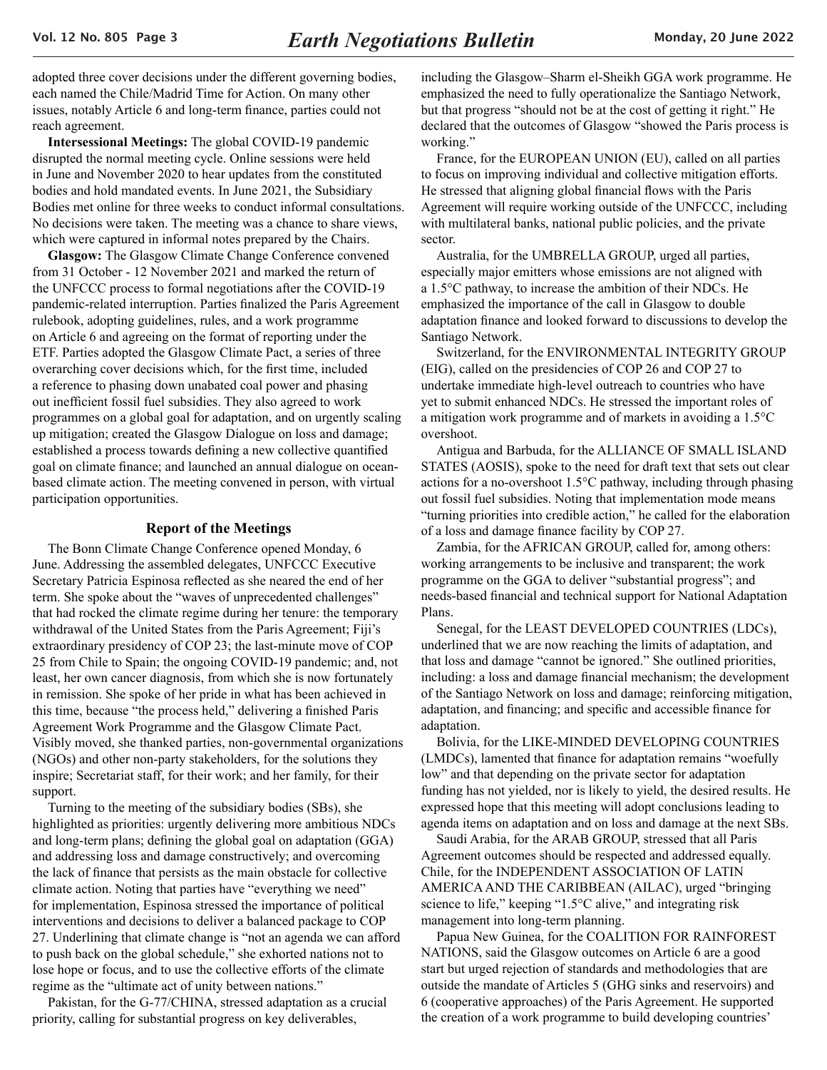adopted three cover decisions under the different governing bodies, each named the Chile/Madrid Time for Action. On many other issues, notably Article 6 and long-term finance, parties could not reach agreement.

**Intersessional Meetings:** The global COVID-19 pandemic disrupted the normal meeting cycle. Online sessions were held in June and November 2020 to hear updates from the constituted bodies and hold mandated events. In June 2021, the Subsidiary Bodies met online for three weeks to conduct informal consultations. No decisions were taken. The meeting was a chance to share views, which were captured in informal notes prepared by the Chairs.

**Glasgow:** The Glasgow Climate Change Conference convened from 31 October - 12 November 2021 and marked the return of the UNFCCC process to formal negotiations after the COVID-19 pandemic-related interruption. Parties finalized the Paris Agreement rulebook, adopting guidelines, rules, and a work programme on Article 6 and agreeing on the format of reporting under the ETF. Parties adopted the Glasgow Climate Pact, a series of three overarching cover decisions which, for the first time, included a reference to phasing down unabated coal power and phasing out inefficient fossil fuel subsidies. They also agreed to work programmes on a global goal for adaptation, and on urgently scaling up mitigation; created the Glasgow Dialogue on loss and damage; established a process towards defining a new collective quantified goal on climate finance; and launched an annual dialogue on ocean-based climate action. The meeting convened in person, with virtual participation opportunities.

## Report of the Meetings

The Bonn Climate Change Conference opened Monday, 6 June. Addressing the assembled delegates, UNFCCC Executive Secretary Patricia Espinosa reflected as she neared the end of her term. She spoke about the "waves of unprecedented challenges" that had rocked the climate regime during her tenure: the temporary withdrawal of the United States from the Paris Agreement; Fiji's extraordinary presidency of COP 23; the last-minute move of COP 25 from Chile to Spain; the ongoing COVID-19 pandemic; and, not least, her own cancer diagnosis, from which she is now fortunately in remission. She spoke of her pride in what has been achieved in this time, because "the process held," delivering a finished Paris Agreement Work Programme and the Glasgow Climate Pact. Visibly moved, she thanked parties, non-governmental organizations (NGOs) and other non-party stakeholders, for the solutions they inspire; Secretariat staff, for their work; and her family, for their support.

Turning to the meeting of the subsidiary bodies (SBs), she highlighted as priorities: urgently delivering more ambitious NDCs and long-term plans; defining the global goal on adaptation (GGA) and addressing loss and damage constructively; and overcoming the lack of finance that persists as the main obstacle for collective climate action. Noting that parties have "everything we need" for implementation, Espinosa stressed the importance of political interventions and decisions to deliver a balanced package to COP 27. Underlining that climate change is "not an agenda we can afford to push back on the global schedule," she exhorted nations not to lose hope or focus, and to use the collective efforts of the climate regime as the "ultimate act of unity between nations."

Pakistan, for the G-77/CHINA, stressed adaptation as a crucial priority, calling for substantial progress on key deliverables, including the Glasgow–Sharm el-Sheikh GGA work programme. He emphasized the need to fully operationalize the Santiago Network, but that progress "should not be at the cost of getting it right." He declared that the outcomes of Glasgow "showed the Paris process is working."

France, for the EUROPEAN UNION (EU), called on all parties to focus on improving individual and collective mitigation efforts. He stressed that aligning global financial flows with the Paris Agreement will require working outside of the UNFCCC, including with multilateral banks, national public policies, and the private sector.

Australia, for the UMBRELLA GROUP, urged all parties, especially major emitters whose emissions are not aligned with a 1.5°C pathway, to increase the ambition of their NDCs. He emphasized the importance of the call in Glasgow to double adaptation finance and looked forward to discussions to develop the Santiago Network.

Switzerland, for the ENVIRONMENTAL INTEGRITY GROUP (EIG), called on the presidencies of COP 26 and COP 27 to undertake immediate high-level outreach to countries who have yet to submit enhanced NDCs. He stressed the important roles of a mitigation work programme and of markets in avoiding a 1.5°C overshoot.

Antigua and Barbuda, for the ALLIANCE OF SMALL ISLAND STATES (AOSIS), spoke to the need for draft text that sets out clear actions for a no-overshoot 1.5°C pathway, including through phasing out fossil fuel subsidies. Noting that implementation mode means "turning priorities into credible action," he called for the elaboration of a loss and damage finance facility by COP 27.

Zambia, for the AFRICAN GROUP, called for, among others: working arrangements to be inclusive and transparent; the work programme on the GGA to deliver "substantial progress"; and needs-based financial and technical support for National Adaptation Plans.

Senegal, for the LEAST DEVELOPED COUNTRIES (LDCs), underlined that we are now reaching the limits of adaptation, and that loss and damage "cannot be ignored." She outlined priorities, including: a loss and damage financial mechanism; the development of the Santiago Network on loss and damage; reinforcing mitigation, adaptation, and financing; and specific and accessible finance for adaptation.

Bolivia, for the LIKE-MINDED DEVELOPING COUNTRIES (LMDCs), lamented that finance for adaptation remains "woefully low" and that depending on the private sector for adaptation funding has not yielded, nor is likely to yield, the desired results. He expressed hope that this meeting will adopt conclusions leading to agenda items on adaptation and on loss and damage at the next SBs.

Saudi Arabia, for the ARAB GROUP, stressed that all Paris Agreement outcomes should be respected and addressed equally.

Chile, for the INDEPENDENT ASSOCIATION OF LATIN AMERICA AND THE CARIBBEAN (AILAC), urged "bringing science to life," keeping "1.5°C alive," and integrating risk management into long-term planning.

Papua New Guinea, for the COALITION FOR RAINFOREST NATIONS, said the Glasgow outcomes on Article 6 are a good start but urged rejection of standards and methodologies that are outside the mandate of Articles 5 (GHG sinks and reservoirs) and 6 (cooperative approaches) of the Paris Agreement. He supported the creation of a work programme to build developing countries'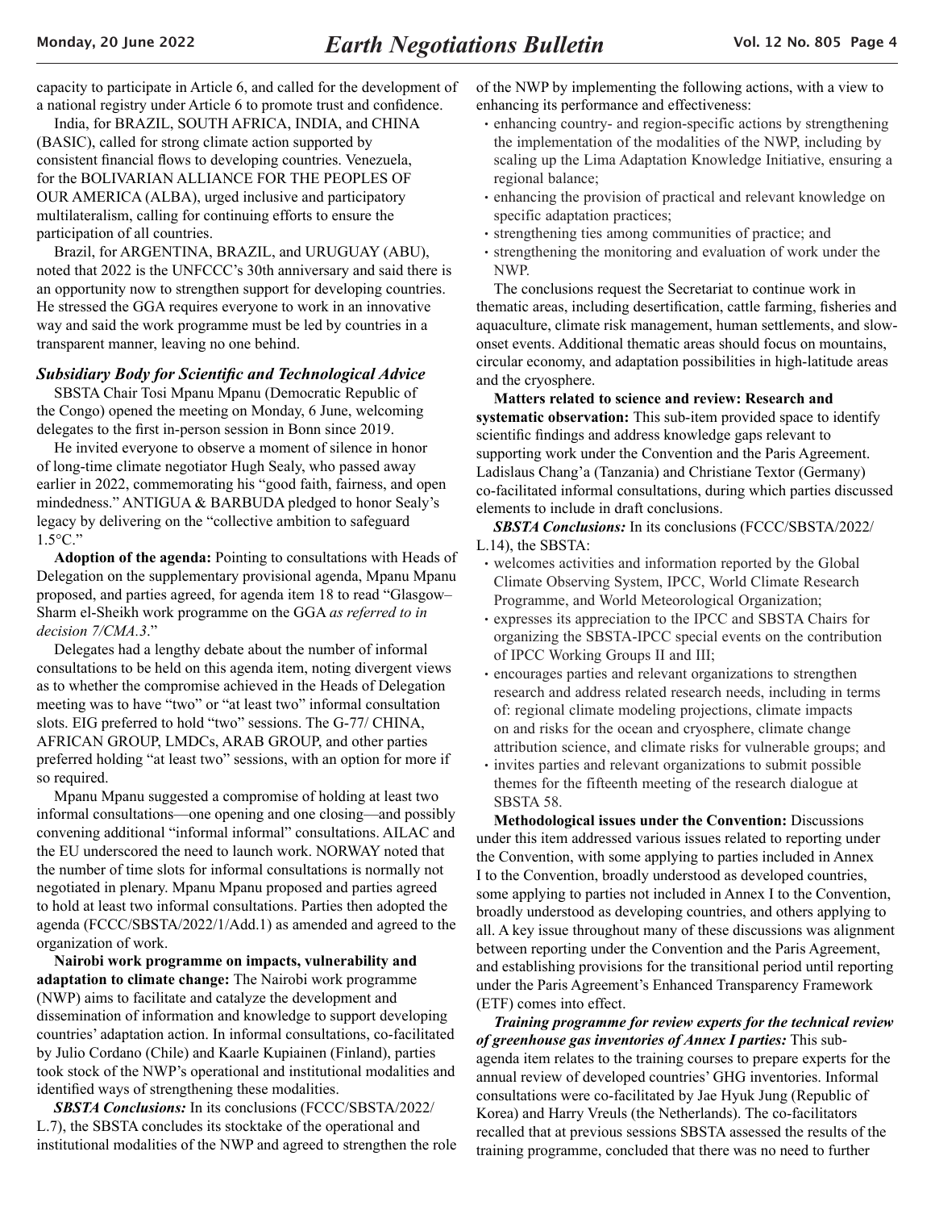capacity to participate in Article 6, and called for the development of a national registry under Article 6 to promote trust and confidence.

India, for BRAZIL, SOUTH AFRICA, INDIA, and CHINA (BASIC), called for strong climate action supported by consistent financial flows to developing countries. Venezuela, for the BOLIVARIAN ALLIANCE FOR THE PEOPLES OF OUR AMERICA (ALBA), urged inclusive and participatory multilateralism, calling for continuing efforts to ensure the participation of all countries.

Brazil, for ARGENTINA, BRAZIL, and URUGUAY (ABU), noted that 2022 is the UNFCCC's 30th anniversary and said there is an opportunity now to strengthen support for developing countries. He stressed the GGA requires everyone to work in an innovative way and said the work programme must be led by countries in a transparent manner, leaving no one behind.

### *Subsidiary Body for Scientific and Technological Advice*

SBSTA Chair Tosi Mpanu Mpanu (Democratic Republic of the Congo) opened the meeting on Monday, 6 June, welcoming delegates to the first in-person session in Bonn since 2019.

He invited everyone to observe a moment of silence in honor of long-time climate negotiator Hugh Sealy, who passed away earlier in 2022, commemorating his "good faith, fairness, and open mindedness." ANTIGUA & BARBUDA pledged to honor Sealy's legacy by delivering on the "collective ambition to safeguard 1.5°C."

**Adoption of the agenda:** Pointing to consultations with Heads of Delegation on the supplementary provisional agenda, Mpanu Mpanu proposed, and parties agreed, for agenda item 18 to read "Glasgow–Sharm el-Sheikh work programme on the GGA *as referred to in decision 7/CMA.3*."

Delegates had a lengthy debate about the number of informal consultations to be held on this agenda item, noting divergent views as to whether the compromise achieved in the Heads of Delegation meeting was to have "two" or "at least two" informal consultation slots. EIG preferred to hold "two" sessions. The G-77/ CHINA, AFRICAN GROUP, LMDCs, ARAB GROUP, and other parties preferred holding "at least two" sessions, with an option for more if so required.

Mpanu Mpanu suggested a compromise of holding at least two informal consultations—one opening and one closing—and possibly convening additional "informal informal" consultations. AILAC and the EU underscored the need to launch work. NORWAY noted that the number of time slots for informal consultations is normally not negotiated in plenary. Mpanu Mpanu proposed and parties agreed to hold at least two informal consultations. Parties then adopted the agenda (FCCC/SBSTA/2022/1/Add.1) as amended and agreed to the organization of work.

**Nairobi work programme on impacts, vulnerability and adaptation to climate change:** The Nairobi work programme (NWP) aims to facilitate and catalyze the development and dissemination of information and knowledge to support developing countries' adaptation action. In informal consultations, co-facilitated by Julio Cordano (Chile) and Kaarle Kupiainen (Finland), parties took stock of the NWP's operational and institutional modalities and identified ways of strengthening these modalities.

***SBSTA Conclusions:*** In its conclusions (FCCC/SBSTA/2022/L.7), the SBSTA concludes its stocktake of the operational and institutional modalities of the NWP and agreed to strengthen the role of the NWP by implementing the following actions, with a view to enhancing its performance and effectiveness:

- enhancing country- and region-specific actions by strengthening the implementation of the modalities of the NWP, including by scaling up the Lima Adaptation Knowledge Initiative, ensuring a regional balance;
- enhancing the provision of practical and relevant knowledge on specific adaptation practices;
- strengthening ties among communities of practice; and
- strengthening the monitoring and evaluation of work under the NWP.

The conclusions request the Secretariat to continue work in thematic areas, including desertification, cattle farming, fisheries and aquaculture, climate risk management, human settlements, and slow-onset events. Additional thematic areas should focus on mountains, circular economy, and adaptation possibilities in high-latitude areas and the cryosphere.

**Matters related to science and review: Research and systematic observation:** This sub-item provided space to identify scientific findings and address knowledge gaps relevant to supporting work under the Convention and the Paris Agreement. Ladislaus Chang'a (Tanzania) and Christiane Textor (Germany) co-facilitated informal consultations, during which parties discussed elements to include in draft conclusions.

***SBSTA Conclusions:*** In its conclusions (FCCC/SBSTA/2022/L.14), the SBSTA:

- welcomes activities and information reported by the Global Climate Observing System, IPCC, World Climate Research Programme, and World Meteorological Organization;
- expresses its appreciation to the IPCC and SBSTA Chairs for organizing the SBSTA-IPCC special events on the contribution of IPCC Working Groups II and III;
- encourages parties and relevant organizations to strengthen research and address related research needs, including in terms of: regional climate modeling projections, climate impacts on and risks for the ocean and cryosphere, climate change attribution science, and climate risks for vulnerable groups; and
- invites parties and relevant organizations to submit possible themes for the fifteenth meeting of the research dialogue at SBSTA 58.

**Methodological issues under the Convention:** Discussions under this item addressed various issues related to reporting under the Convention, with some applying to parties included in Annex I to the Convention, broadly understood as developed countries, some applying to parties not included in Annex I to the Convention, broadly understood as developing countries, and others applying to all. A key issue throughout many of these discussions was alignment between reporting under the Convention and the Paris Agreement, and establishing provisions for the transitional period until reporting under the Paris Agreement's Enhanced Transparency Framework (ETF) comes into effect.

***Training programme for review experts for the technical review of greenhouse gas inventories of Annex I parties:*** This sub-agenda item relates to the training courses to prepare experts for the annual review of developed countries' GHG inventories. Informal consultations were co-facilitated by Jae Hyuk Jung (Republic of Korea) and Harry Vreuls (the Netherlands). The co-facilitators recalled that at previous sessions SBSTA assessed the results of the training programme, concluded that there was no need to further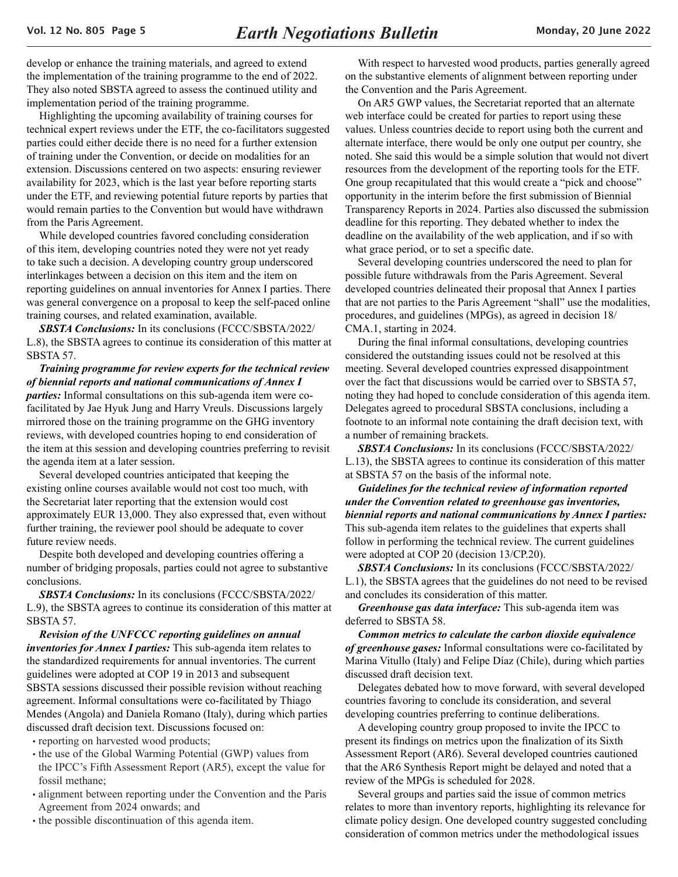develop or enhance the training materials, and agreed to extend the implementation of the training programme to the end of 2022. They also noted SBSTA agreed to assess the continued utility and implementation period of the training programme.

Highlighting the upcoming availability of training courses for technical expert reviews under the ETF, the co-facilitators suggested parties could either decide there is no need for a further extension of training under the Convention, or decide on modalities for an extension. Discussions centered on two aspects: ensuring reviewer availability for 2023, which is the last year before reporting starts under the ETF, and reviewing potential future reports by parties that would remain parties to the Convention but would have withdrawn from the Paris Agreement.

While developed countries favored concluding consideration of this item, developing countries noted they were not yet ready to take such a decision. A developing country group underscored interlinkages between a decision on this item and the item on reporting guidelines on annual inventories for Annex I parties. There was general convergence on a proposal to keep the self-paced online training courses, and related examination, available.

***SBSTA Conclusions:*** In its conclusions (FCCC/SBSTA/2022/L.8), the SBSTA agrees to continue its consideration of this matter at SBSTA 57.

***Training programme for review experts for the technical review of biennial reports and national communications of Annex I parties:*** Informal consultations on this sub-agenda item were co-facilitated by Jae Hyuk Jung and Harry Vreuls. Discussions largely mirrored those on the training programme on the GHG inventory reviews, with developed countries hoping to end consideration of the item at this session and developing countries preferring to revisit the agenda item at a later session.

Several developed countries anticipated that keeping the existing online courses available would not cost too much, with the Secretariat later reporting that the extension would cost approximately EUR 13,000. They also expressed that, even without further training, the reviewer pool should be adequate to cover future review needs.

Despite both developed and developing countries offering a number of bridging proposals, parties could not agree to substantive conclusions.

***SBSTA Conclusions:*** In its conclusions (FCCC/SBSTA/2022/L.9), the SBSTA agrees to continue its consideration of this matter at SBSTA 57.

***Revision of the UNFCCC reporting guidelines on annual inventories for Annex I parties:*** This sub-agenda item relates to the standardized requirements for annual inventories. The current guidelines were adopted at COP 19 in 2013 and subsequent SBSTA sessions discussed their possible revision without reaching agreement. Informal consultations were co-facilitated by Thiago Mendes (Angola) and Daniela Romano (Italy), during which parties discussed draft decision text. Discussions focused on:

- reporting on harvested wood products;
- the use of the Global Warming Potential (GWP) values from the IPCC's Fifth Assessment Report (AR5), except the value for fossil methane;
- alignment between reporting under the Convention and the Paris Agreement from 2024 onwards; and
- the possible discontinuation of this agenda item.

With respect to harvested wood products, parties generally agreed on the substantive elements of alignment between reporting under the Convention and the Paris Agreement.

On AR5 GWP values, the Secretariat reported that an alternate web interface could be created for parties to report using these values. Unless countries decide to report using both the current and alternate interface, there would be only one output per country, she noted. She said this would be a simple solution that would not divert resources from the development of the reporting tools for the ETF. One group recapitulated that this would create a "pick and choose" opportunity in the interim before the first submission of Biennial Transparency Reports in 2024. Parties also discussed the submission deadline for this reporting. They debated whether to index the deadline on the availability of the web application, and if so with what grace period, or to set a specific date.

Several developing countries underscored the need to plan for possible future withdrawals from the Paris Agreement. Several developed countries delineated their proposal that Annex I parties that are not parties to the Paris Agreement "shall" use the modalities, procedures, and guidelines (MPGs), as agreed in decision 18/CMA.1, starting in 2024.

During the final informal consultations, developing countries considered the outstanding issues could not be resolved at this meeting. Several developed countries expressed disappointment over the fact that discussions would be carried over to SBSTA 57, noting they had hoped to conclude consideration of this agenda item. Delegates agreed to procedural SBSTA conclusions, including a footnote to an informal note containing the draft decision text, with a number of remaining brackets.

***SBSTA Conclusions:*** In its conclusions (FCCC/SBSTA/2022/L.13), the SBSTA agrees to continue its consideration of this matter at SBSTA 57 on the basis of the informal note.

***Guidelines for the technical review of information reported under the Convention related to greenhouse gas inventories, biennial reports and national communications by Annex I parties:*** This sub-agenda item relates to the guidelines that experts shall follow in performing the technical review. The current guidelines were adopted at COP 20 (decision 13/CP.20).

***SBSTA Conclusions:*** In its conclusions (FCCC/SBSTA/2022/L.1), the SBSTA agrees that the guidelines do not need to be revised and concludes its consideration of this matter.

***Greenhouse gas data interface:*** This sub-agenda item was deferred to SBSTA 58.

***Common metrics to calculate the carbon dioxide equivalence of greenhouse gases:*** Informal consultations were co-facilitated by Marina Vitullo (Italy) and Felipe Díaz (Chile), during which parties discussed draft decision text.

Delegates debated how to move forward, with several developed countries favoring to conclude its consideration, and several developing countries preferring to continue deliberations.

A developing country group proposed to invite the IPCC to present its findings on metrics upon the finalization of its Sixth Assessment Report (AR6). Several developed countries cautioned that the AR6 Synthesis Report might be delayed and noted that a review of the MPGs is scheduled for 2028.

Several groups and parties said the issue of common metrics relates to more than inventory reports, highlighting its relevance for climate policy design. One developed country suggested concluding consideration of common metrics under the methodological issues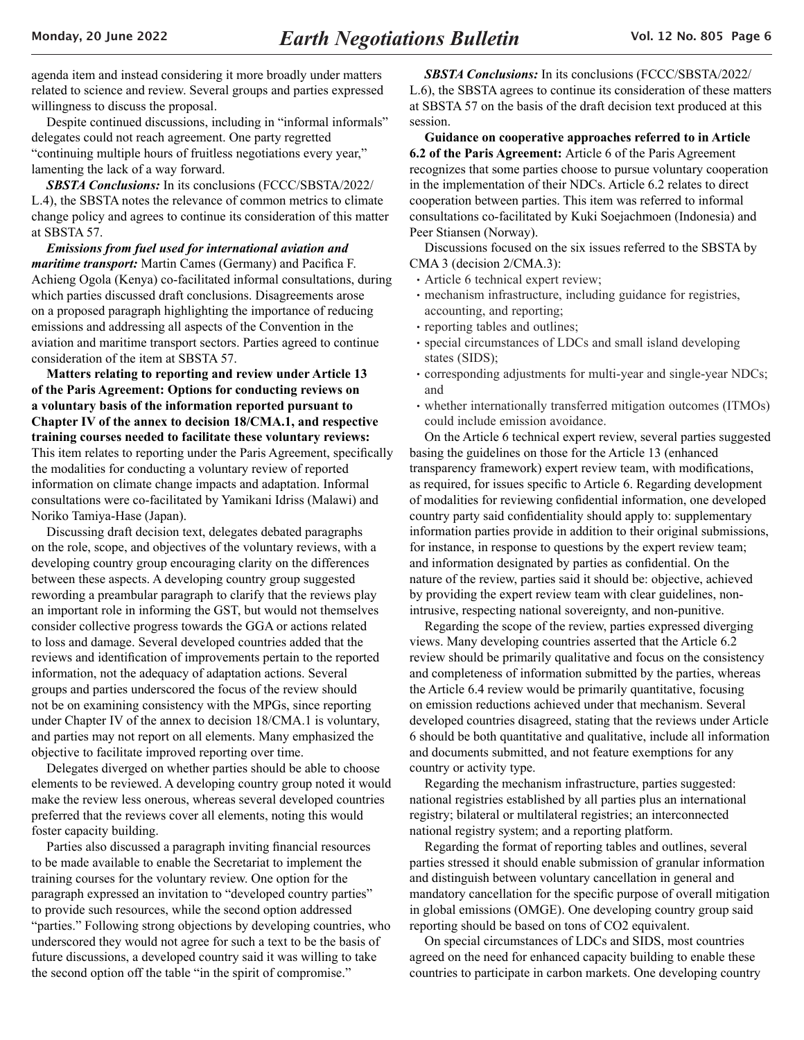agenda item and instead considering it more broadly under matters related to science and review. Several groups and parties expressed willingness to discuss the proposal.

Despite continued discussions, including in "informal informals" delegates could not reach agreement. One party regretted "continuing multiple hours of fruitless negotiations every year," lamenting the lack of a way forward.

***SBSTA Conclusions:*** In its conclusions (FCCC/SBSTA/2022/L.4), the SBSTA notes the relevance of common metrics to climate change policy and agrees to continue its consideration of this matter at SBSTA 57.

***Emissions from fuel used for international aviation and maritime transport:*** Martin Cames (Germany) and Pacifica F. Achieng Ogola (Kenya) co-facilitated informal consultations, during which parties discussed draft conclusions. Disagreements arose on a proposed paragraph highlighting the importance of reducing emissions and addressing all aspects of the Convention in the aviation and maritime transport sectors. Parties agreed to continue consideration of the item at SBSTA 57.

**Matters relating to reporting and review under Article 13 of the Paris Agreement: Options for conducting reviews on a voluntary basis of the information reported pursuant to Chapter IV of the annex to decision 18/CMA.1, and respective training courses needed to facilitate these voluntary reviews:** This item relates to reporting under the Paris Agreement, specifically the modalities for conducting a voluntary review of reported information on climate change impacts and adaptation. Informal consultations were co-facilitated by Yamikani Idriss (Malawi) and Noriko Tamiya-Hase (Japan).

Discussing draft decision text, delegates debated paragraphs on the role, scope, and objectives of the voluntary reviews, with a developing country group encouraging clarity on the differences between these aspects. A developing country group suggested rewording a preambular paragraph to clarify that the reviews play an important role in informing the GST, but would not themselves consider collective progress towards the GGA or actions related to loss and damage. Several developed countries added that the reviews and identification of improvements pertain to the reported information, not the adequacy of adaptation actions. Several groups and parties underscored the focus of the review should not be on examining consistency with the MPGs, since reporting under Chapter IV of the annex to decision 18/CMA.1 is voluntary, and parties may not report on all elements. Many emphasized the objective to facilitate improved reporting over time.

Delegates diverged on whether parties should be able to choose elements to be reviewed. A developing country group noted it would make the review less onerous, whereas several developed countries preferred that the reviews cover all elements, noting this would foster capacity building.

Parties also discussed a paragraph inviting financial resources to be made available to enable the Secretariat to implement the training courses for the voluntary review. One option for the paragraph expressed an invitation to "developed country parties" to provide such resources, while the second option addressed "parties." Following strong objections by developing countries, who underscored they would not agree for such a text to be the basis of future discussions, a developed country said it was willing to take the second option off the table "in the spirit of compromise."

***SBSTA Conclusions:*** In its conclusions (FCCC/SBSTA/2022/L.6), the SBSTA agrees to continue its consideration of these matters at SBSTA 57 on the basis of the draft decision text produced at this session.

**Guidance on cooperative approaches referred to in Article 6.2 of the Paris Agreement:** Article 6 of the Paris Agreement recognizes that some parties choose to pursue voluntary cooperation in the implementation of their NDCs. Article 6.2 relates to direct cooperation between parties. This item was referred to informal consultations co-facilitated by Kuki Soejachmoen (Indonesia) and Peer Stiansen (Norway).

Discussions focused on the six issues referred to the SBSTA by CMA 3 (decision 2/CMA.3):

- Article 6 technical expert review;
- mechanism infrastructure, including guidance for registries, accounting, and reporting;
- reporting tables and outlines;
- special circumstances of LDCs and small island developing states (SIDS);
- corresponding adjustments for multi-year and single-year NDCs; and
- whether internationally transferred mitigation outcomes (ITMOs) could include emission avoidance.

On the Article 6 technical expert review, several parties suggested basing the guidelines on those for the Article 13 (enhanced transparency framework) expert review team, with modifications, as required, for issues specific to Article 6. Regarding development of modalities for reviewing confidential information, one developed country party said confidentiality should apply to: supplementary information parties provide in addition to their original submissions, for instance, in response to questions by the expert review team; and information designated by parties as confidential. On the nature of the review, parties said it should be: objective, achieved by providing the expert review team with clear guidelines, non-intrusive, respecting national sovereignty, and non-punitive.

Regarding the scope of the review, parties expressed diverging views. Many developing countries asserted that the Article 6.2 review should be primarily qualitative and focus on the consistency and completeness of information submitted by the parties, whereas the Article 6.4 review would be primarily quantitative, focusing on emission reductions achieved under that mechanism. Several developed countries disagreed, stating that the reviews under Article 6 should be both quantitative and qualitative, include all information and documents submitted, and not feature exemptions for any country or activity type.

Regarding the mechanism infrastructure, parties suggested: national registries established by all parties plus an international registry; bilateral or multilateral registries; an interconnected national registry system; and a reporting platform.

Regarding the format of reporting tables and outlines, several parties stressed it should enable submission of granular information and distinguish between voluntary cancellation in general and mandatory cancellation for the specific purpose of overall mitigation in global emissions (OMGE). One developing country group said reporting should be based on tons of $CO_2$ equivalent.

On special circumstances of LDCs and SIDS, most countries agreed on the need for enhanced capacity building to enable these countries to participate in carbon markets. One developing country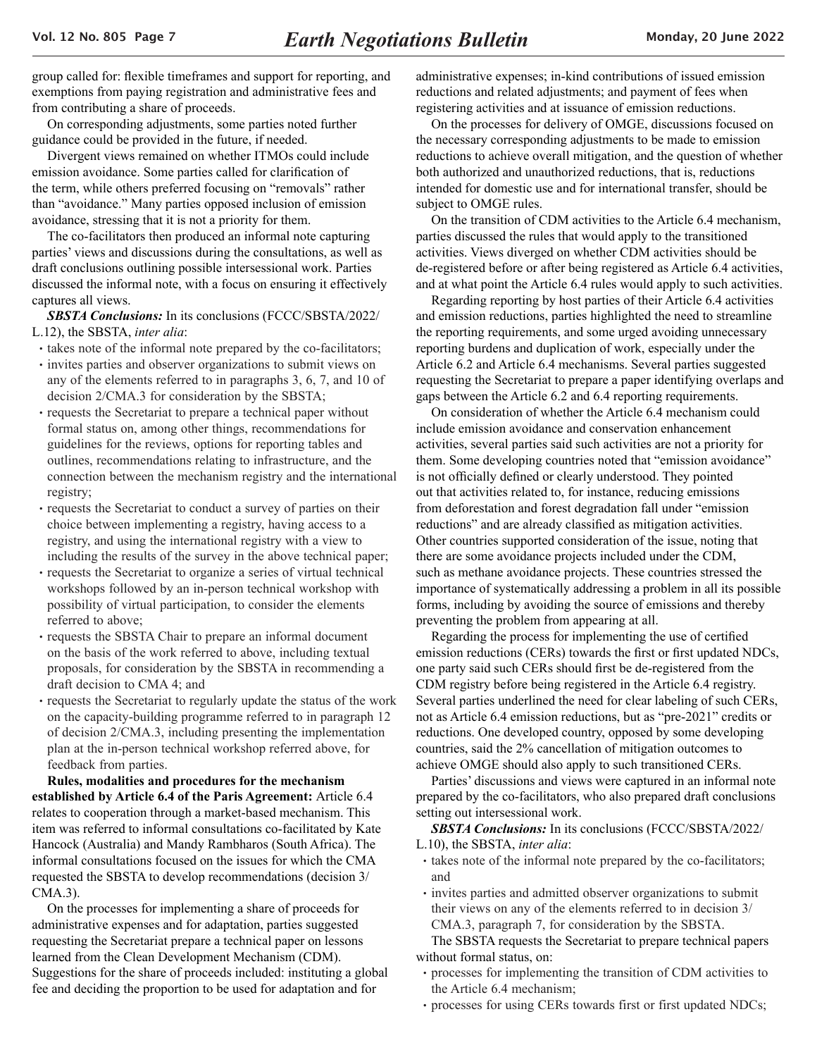group called for: flexible timeframes and support for reporting, and exemptions from paying registration and administrative fees and from contributing a share of proceeds.

On corresponding adjustments, some parties noted further guidance could be provided in the future, if needed.

Divergent views remained on whether ITMOs could include emission avoidance. Some parties called for clarification of the term, while others preferred focusing on "removals" rather than "avoidance." Many parties opposed inclusion of emission avoidance, stressing that it is not a priority for them.

The co-facilitators then produced an informal note capturing parties' views and discussions during the consultations, as well as draft conclusions outlining possible intersessional work. Parties discussed the informal note, with a focus on ensuring it effectively captures all views.

***SBSTA Conclusions:*** In its conclusions (FCCC/SBSTA/2022/L.12), the SBSTA, *inter alia*:

- takes note of the informal note prepared by the co-facilitators;
- invites parties and observer organizations to submit views on any of the elements referred to in paragraphs 3, 6, 7, and 10 of decision 2/CMA.3 for consideration by the SBSTA;
- requests the Secretariat to prepare a technical paper without formal status on, among other things, recommendations for guidelines for the reviews, options for reporting tables and outlines, recommendations relating to infrastructure, and the connection between the mechanism registry and the international registry;
- requests the Secretariat to conduct a survey of parties on their choice between implementing a registry, having access to a registry, and using the international registry with a view to including the results of the survey in the above technical paper;
- requests the Secretariat to organize a series of virtual technical workshops followed by an in-person technical workshop with possibility of virtual participation, to consider the elements referred to above;
- requests the SBSTA Chair to prepare an informal document on the basis of the work referred to above, including textual proposals, for consideration by the SBSTA in recommending a draft decision to CMA 4; and
- requests the Secretariat to regularly update the status of the work on the capacity-building programme referred to in paragraph 12 of decision 2/CMA.3, including presenting the implementation plan at the in-person technical workshop referred above, for feedback from parties.

**Rules, modalities and procedures for the mechanism established by Article 6.4 of the Paris Agreement:** Article 6.4 relates to cooperation through a market-based mechanism. This item was referred to informal consultations co-facilitated by Kate Hancock (Australia) and Mandy Rambharos (South Africa). The informal consultations focused on the issues for which the CMA requested the SBSTA to develop recommendations (decision 3/CMA.3).

On the processes for implementing a share of proceeds for administrative expenses and for adaptation, parties suggested requesting the Secretariat prepare a technical paper on lessons learned from the Clean Development Mechanism (CDM). Suggestions for the share of proceeds included: instituting a global fee and deciding the proportion to be used for adaptation and for administrative expenses; in-kind contributions of issued emission reductions and related adjustments; and payment of fees when registering activities and at issuance of emission reductions.

On the processes for delivery of OMGE, discussions focused on the necessary corresponding adjustments to be made to emission reductions to achieve overall mitigation, and the question of whether both authorized and unauthorized reductions, that is, reductions intended for domestic use and for international transfer, should be subject to OMGE rules.

On the transition of CDM activities to the Article 6.4 mechanism, parties discussed the rules that would apply to the transitioned activities. Views diverged on whether CDM activities should be de-registered before or after being registered as Article 6.4 activities, and at what point the Article 6.4 rules would apply to such activities.

Regarding reporting by host parties of their Article 6.4 activities and emission reductions, parties highlighted the need to streamline the reporting requirements, and some urged avoiding unnecessary reporting burdens and duplication of work, especially under the Article 6.2 and Article 6.4 mechanisms. Several parties suggested requesting the Secretariat to prepare a paper identifying overlaps and gaps between the Article 6.2 and 6.4 reporting requirements.

On consideration of whether the Article 6.4 mechanism could include emission avoidance and conservation enhancement activities, several parties said such activities are not a priority for them. Some developing countries noted that "emission avoidance" is not officially defined or clearly understood. They pointed out that activities related to, for instance, reducing emissions from deforestation and forest degradation fall under "emission reductions" and are already classified as mitigation activities. Other countries supported consideration of the issue, noting that there are some avoidance projects included under the CDM, such as methane avoidance projects. These countries stressed the importance of systematically addressing a problem in all its possible forms, including by avoiding the source of emissions and thereby preventing the problem from appearing at all.

Regarding the process for implementing the use of certified emission reductions (CERs) towards the first or first updated NDCs, one party said such CERs should first be de-registered from the CDM registry before being registered in the Article 6.4 registry. Several parties underlined the need for clear labeling of such CERs, not as Article 6.4 emission reductions, but as "pre-2021" credits or reductions. One developed country, opposed by some developing countries, said the 2% cancellation of mitigation outcomes to achieve OMGE should also apply to such transitioned CERs.

Parties' discussions and views were captured in an informal note prepared by the co-facilitators, who also prepared draft conclusions setting out intersessional work.

***SBSTA Conclusions:*** In its conclusions (FCCC/SBSTA/2022/L.10), the SBSTA, *inter alia*:

- takes note of the informal note prepared by the co-facilitators; and
- invites parties and admitted observer organizations to submit their views on any of the elements referred to in decision 3/CMA.3, paragraph 7, for consideration by the SBSTA.

The SBSTA requests the Secretariat to prepare technical papers without formal status, on:

- processes for implementing the transition of CDM activities to the Article 6.4 mechanism;
- processes for using CERs towards first or first updated NDCs;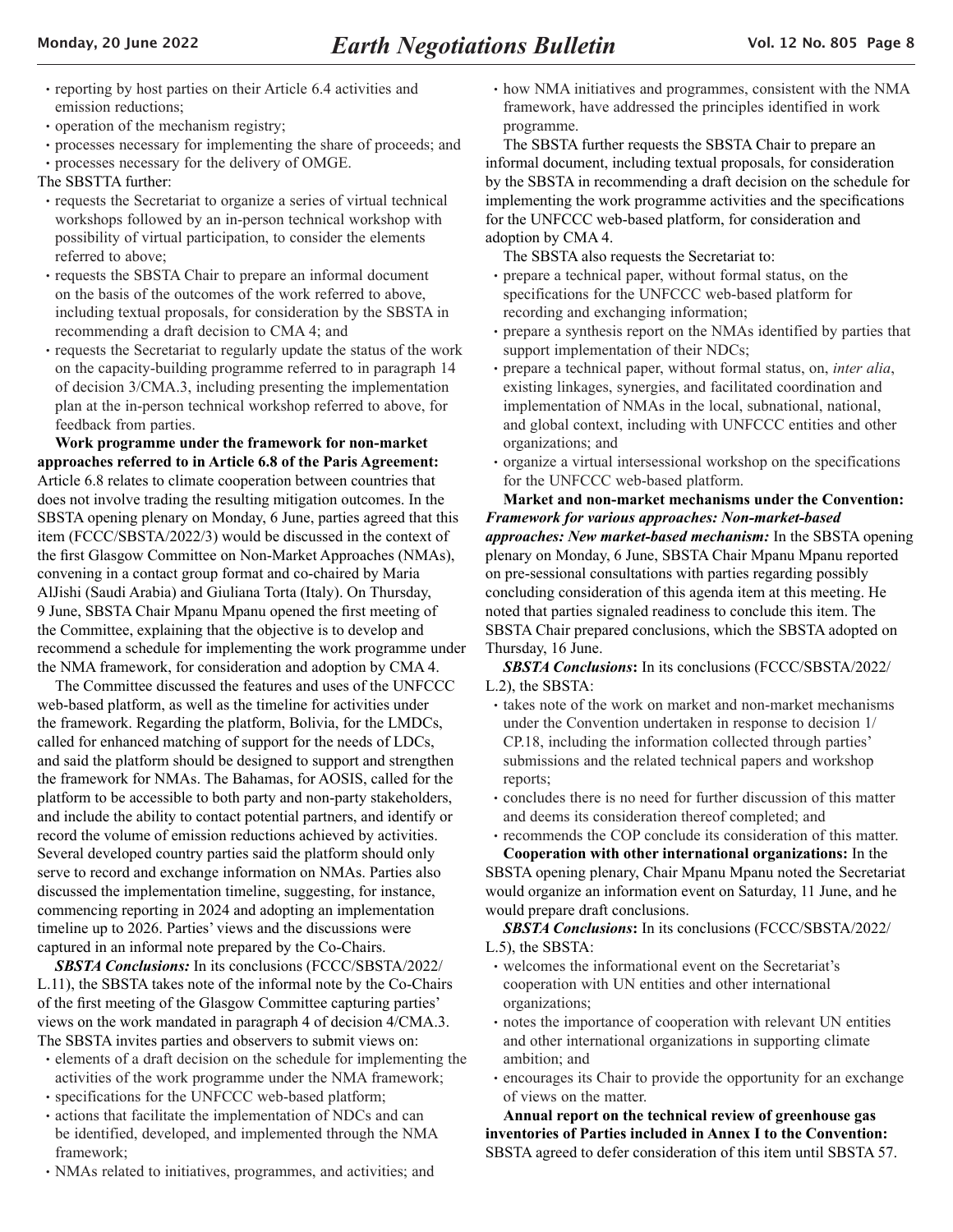- reporting by host parties on their Article 6.4 activities and emission reductions;
- operation of the mechanism registry;
- processes necessary for implementing the share of proceeds; and
- processes necessary for the delivery of OMGE.

The SBSTTA further:

- requests the Secretariat to organize a series of virtual technical workshops followed by an in-person technical workshop with possibility of virtual participation, to consider the elements referred to above;
- requests the SBSTA Chair to prepare an informal document on the basis of the outcomes of the work referred to above, including textual proposals, for consideration by the SBSTA in recommending a draft decision to CMA 4; and
- requests the Secretariat to regularly update the status of the work on the capacity-building programme referred to in paragraph 14 of decision 3/CMA.3, including presenting the implementation plan at the in-person technical workshop referred to above, for feedback from parties.

**Work programme under the framework for non-market approaches referred to in Article 6.8 of the Paris Agreement:** Article 6.8 relates to climate cooperation between countries that does not involve trading the resulting mitigation outcomes. In the SBSTA opening plenary on Monday, 6 June, parties agreed that this item (FCCC/SBSTA/2022/3) would be discussed in the context of the first Glasgow Committee on Non-Market Approaches (NMAs), convening in a contact group format and co-chaired by Maria AlJishi (Saudi Arabia) and Giuliana Torta (Italy). On Thursday, 9 June, SBSTA Chair Mpanu Mpanu opened the first meeting of the Committee, explaining that the objective is to develop and recommend a schedule for implementing the work programme under the NMA framework, for consideration and adoption by CMA 4.

The Committee discussed the features and uses of the UNFCCC web-based platform, as well as the timeline for activities under the framework. Regarding the platform, Bolivia, for the LMDCs, called for enhanced matching of support for the needs of LDCs, and said the platform should be designed to support and strengthen the framework for NMAs. The Bahamas, for AOSIS, called for the platform to be accessible to both party and non-party stakeholders, and include the ability to contact potential partners, and identify or record the volume of emission reductions achieved by activities. Several developed country parties said the platform should only serve to record and exchange information on NMAs. Parties also discussed the implementation timeline, suggesting, for instance, commencing reporting in 2024 and adopting an implementation timeline up to 2026. Parties' views and the discussions were captured in an informal note prepared by the Co-Chairs.

***SBSTA Conclusions:*** In its conclusions (FCCC/SBSTA/2022/L.11), the SBSTA takes note of the informal note by the Co-Chairs of the first meeting of the Glasgow Committee capturing parties' views on the work mandated in paragraph 4 of decision 4/CMA.3. The SBSTA invites parties and observers to submit views on:

- elements of a draft decision on the schedule for implementing the activities of the work programme under the NMA framework;
- specifications for the UNFCCC web-based platform;
- actions that facilitate the implementation of NDCs and can be identified, developed, and implemented through the NMA framework;
- NMAs related to initiatives, programmes, and activities; and
- how NMA initiatives and programmes, consistent with the NMA framework, have addressed the principles identified in work programme.

The SBSTA further requests the SBSTA Chair to prepare an informal document, including textual proposals, for consideration by the SBSTA in recommending a draft decision on the schedule for implementing the work programme activities and the specifications for the UNFCCC web-based platform, for consideration and adoption by CMA 4.

The SBSTA also requests the Secretariat to:

- prepare a technical paper, without formal status, on the specifications for the UNFCCC web-based platform for recording and exchanging information;
- prepare a synthesis report on the NMAs identified by parties that support implementation of their NDCs;
- prepare a technical paper, without formal status, on, *inter alia*, existing linkages, synergies, and facilitated coordination and implementation of NMAs in the local, subnational, national, and global context, including with UNFCCC entities and other organizations; and
- organize a virtual intersessional workshop on the specifications for the UNFCCC web-based platform.

**Market and non-market mechanisms under the Convention: *Framework for various approaches: Non-market-based approaches: New market-based mechanism:*** In the SBSTA opening plenary on Monday, 6 June, SBSTA Chair Mpanu Mpanu reported on pre-sessional consultations with parties regarding possibly concluding consideration of this agenda item at this meeting. He noted that parties signaled readiness to conclude this item. The SBSTA Chair prepared conclusions, which the SBSTA adopted on Thursday, 16 June.

***SBSTA Conclusions*:** In its conclusions (FCCC/SBSTA/2022/L.2), the SBSTA:

- takes note of the work on market and non-market mechanisms under the Convention undertaken in response to decision 1/CP.18, including the information collected through parties' submissions and the related technical papers and workshop reports;
- concludes there is no need for further discussion of this matter and deems its consideration thereof completed; and
- recommends the COP conclude its consideration of this matter.

**Cooperation with other international organizations:** In the SBSTA opening plenary, Chair Mpanu Mpanu noted the Secretariat would organize an information event on Saturday, 11 June, and he would prepare draft conclusions.

***SBSTA Conclusions*:** In its conclusions (FCCC/SBSTA/2022/L.5), the SBSTA:

- welcomes the informational event on the Secretariat's cooperation with UN entities and other international organizations;
- notes the importance of cooperation with relevant UN entities and other international organizations in supporting climate ambition; and
- encourages its Chair to provide the opportunity for an exchange of views on the matter.

**Annual report on the technical review of greenhouse gas inventories of Parties included in Annex I to the Convention:** SBSTA agreed to defer consideration of this item until SBSTA 57.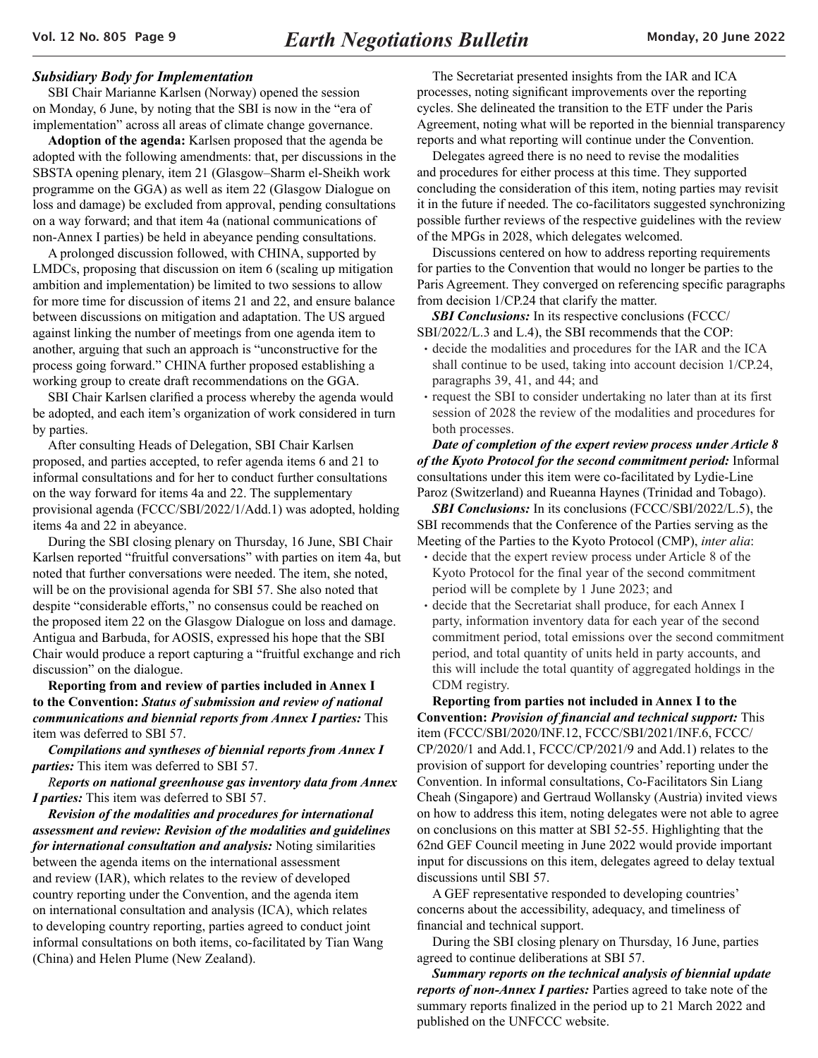***Subsidiary Body for Implementation***

SBI Chair Marianne Karlsen (Norway) opened the session on Monday, 6 June, by noting that the SBI is now in the "era of implementation" across all areas of climate change governance.

**Adoption of the agenda:** Karlsen proposed that the agenda be adopted with the following amendments: that, per discussions in the SBSTA opening plenary, item 21 (Glasgow–Sharm el-Sheikh work programme on the GGA) as well as item 22 (Glasgow Dialogue on loss and damage) be excluded from approval, pending consultations on a way forward; and that item 4a (national communications of non-Annex I parties) be held in abeyance pending consultations.

A prolonged discussion followed, with CHINA, supported by LMDCs, proposing that discussion on item 6 (scaling up mitigation ambition and implementation) be limited to two sessions to allow for more time for discussion of items 21 and 22, and ensure balance between discussions on mitigation and adaptation. The US argued against linking the number of meetings from one agenda item to another, arguing that such an approach is "unconstructive for the process going forward." CHINA further proposed establishing a working group to create draft recommendations on the GGA.

SBI Chair Karlsen clarified a process whereby the agenda would be adopted, and each item's organization of work considered in turn by parties.

After consulting Heads of Delegation, SBI Chair Karlsen proposed, and parties accepted, to refer agenda items 6 and 21 to informal consultations and for her to conduct further consultations on the way forward for items 4a and 22. The supplementary provisional agenda (FCCC/SBI/2022/1/Add.1) was adopted, holding items 4a and 22 in abeyance.

During the SBI closing plenary on Thursday, 16 June, SBI Chair Karlsen reported "fruitful conversations" with parties on item 4a, but noted that further conversations were needed. The item, she noted, will be on the provisional agenda for SBI 57. She also noted that despite "considerable efforts," no consensus could be reached on the proposed item 22 on the Glasgow Dialogue on loss and damage. Antigua and Barbuda, for AOSIS, expressed his hope that the SBI Chair would produce a report capturing a "fruitful exchange and rich discussion" on the dialogue.

**Reporting from and review of parties included in Annex I to the Convention:** ***Status of submission and review of national communications and biennial reports from Annex I parties:*** This item was deferred to SBI 57.

***Compilations and syntheses of biennial reports from Annex I parties:*** This item was deferred to SBI 57.

***Reports on national greenhouse gas inventory data from Annex I parties:*** This item was deferred to SBI 57.

***Revision of the modalities and procedures for international assessment and review: Revision of the modalities and guidelines for international consultation and analysis:*** Noting similarities between the agenda items on the international assessment and review (IAR), which relates to the review of developed country reporting under the Convention, and the agenda item on international consultation and analysis (ICA), which relates to developing country reporting, parties agreed to conduct joint informal consultations on both items, co-facilitated by Tian Wang (China) and Helen Plume (New Zealand).

The Secretariat presented insights from the IAR and ICA processes, noting significant improvements over the reporting cycles. She delineated the transition to the ETF under the Paris Agreement, noting what will be reported in the biennial transparency reports and what reporting will continue under the Convention.

Delegates agreed there is no need to revise the modalities and procedures for either process at this time. They supported concluding the consideration of this item, noting parties may revisit it in the future if needed. The co-facilitators suggested synchronizing possible further reviews of the respective guidelines with the review of the MPGs in 2028, which delegates welcomed.

Discussions centered on how to address reporting requirements for parties to the Convention that would no longer be parties to the Paris Agreement. They converged on referencing specific paragraphs from decision 1/CP.24 that clarify the matter.

***SBI Conclusions:*** In its respective conclusions (FCCC/SBI/2022/L.3 and L.4), the SBI recommends that the COP:

- decide the modalities and procedures for the IAR and the ICA shall continue to be used, taking into account decision 1/CP.24, paragraphs 39, 41, and 44; and
- request the SBI to consider undertaking no later than at its first session of 2028 the review of the modalities and procedures for both processes.

***Date of completion of the expert review process under Article 8 of the Kyoto Protocol for the second commitment period:*** Informal consultations under this item were co-facilitated by Lydie-Line Paroz (Switzerland) and Rueanna Haynes (Trinidad and Tobago).

***SBI Conclusions:*** In its conclusions (FCCC/SBI/2022/L.5), the SBI recommends that the Conference of the Parties serving as the Meeting of the Parties to the Kyoto Protocol (CMP), *inter alia*:

- decide that the expert review process under Article 8 of the Kyoto Protocol for the final year of the second commitment period will be complete by 1 June 2023; and
- decide that the Secretariat shall produce, for each Annex I party, information inventory data for each year of the second commitment period, total emissions over the second commitment period, and total quantity of units held in party accounts, and this will include the total quantity of aggregated holdings in the CDM registry.

**Reporting from parties not included in Annex I to the Convention:** ***Provision of financial and technical support:*** This item (FCCC/SBI/2020/INF.12, FCCC/SBI/2021/INF.6, FCCC/CP/2020/1 and Add.1, FCCC/CP/2021/9 and Add.1) relates to the provision of support for developing countries' reporting under the Convention. In informal consultations, Co-Facilitators Sin Liang Cheah (Singapore) and Gertraud Wollansky (Austria) invited views on how to address this item, noting delegates were not able to agree on conclusions on this matter at SBI 52-55. Highlighting that the 62nd GEF Council meeting in June 2022 would provide important input for discussions on this item, delegates agreed to delay textual discussions until SBI 57.

A GEF representative responded to developing countries' concerns about the accessibility, adequacy, and timeliness of financial and technical support.

During the SBI closing plenary on Thursday, 16 June, parties agreed to continue deliberations at SBI 57.

***Summary reports on the technical analysis of biennial update reports of non-Annex I parties:*** Parties agreed to take note of the summary reports finalized in the period up to 21 March 2022 and published on the UNFCCC website.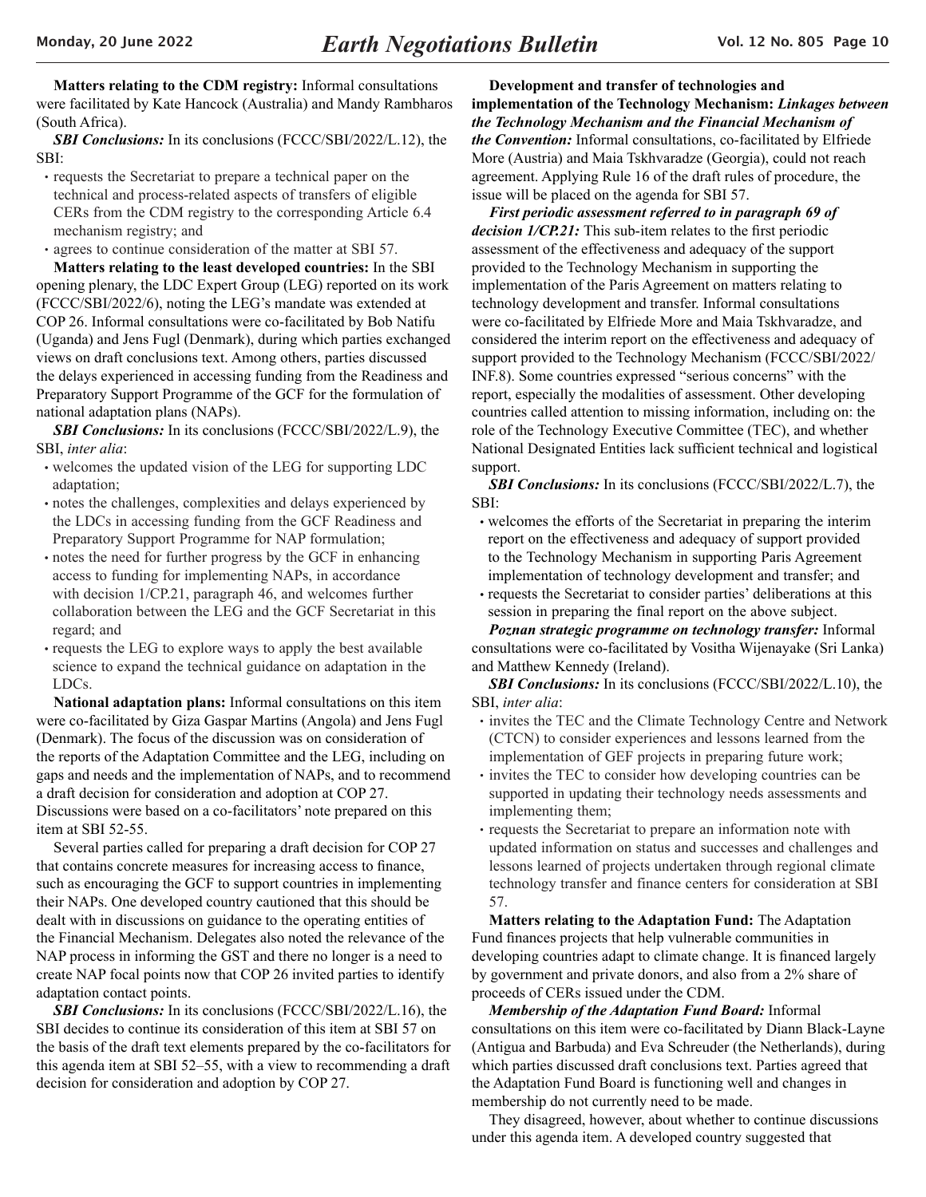**Matters relating to the CDM registry:** Informal consultations were facilitated by Kate Hancock (Australia) and Mandy Rambharos (South Africa).

***SBI Conclusions:*** In its conclusions (FCCC/SBI/2022/L.12), the SBI:

- requests the Secretariat to prepare a technical paper on the technical and process-related aspects of transfers of eligible CERs from the CDM registry to the corresponding Article 6.4 mechanism registry; and
- agrees to continue consideration of the matter at SBI 57.

**Matters relating to the least developed countries:** In the SBI opening plenary, the LDC Expert Group (LEG) reported on its work (FCCC/SBI/2022/6), noting the LEG's mandate was extended at COP 26. Informal consultations were co-facilitated by Bob Natifu (Uganda) and Jens Fugl (Denmark), during which parties exchanged views on draft conclusions text. Among others, parties discussed the delays experienced in accessing funding from the Readiness and Preparatory Support Programme of the GCF for the formulation of national adaptation plans (NAPs).

***SBI Conclusions:*** In its conclusions (FCCC/SBI/2022/L.9), the SBI, *inter alia*:

- welcomes the updated vision of the LEG for supporting LDC adaptation;
- notes the challenges, complexities and delays experienced by the LDCs in accessing funding from the GCF Readiness and Preparatory Support Programme for NAP formulation;
- notes the need for further progress by the GCF in enhancing access to funding for implementing NAPs, in accordance with decision 1/CP.21, paragraph 46, and welcomes further collaboration between the LEG and the GCF Secretariat in this regard; and
- requests the LEG to explore ways to apply the best available science to expand the technical guidance on adaptation in the LDCs.

**National adaptation plans:** Informal consultations on this item were co-facilitated by Giza Gaspar Martins (Angola) and Jens Fugl (Denmark). The focus of the discussion was on consideration of the reports of the Adaptation Committee and the LEG, including on gaps and needs and the implementation of NAPs, and to recommend a draft decision for consideration and adoption at COP 27. Discussions were based on a co-facilitators' note prepared on this item at SBI 52-55.

Several parties called for preparing a draft decision for COP 27 that contains concrete measures for increasing access to finance, such as encouraging the GCF to support countries in implementing their NAPs. One developed country cautioned that this should be dealt with in discussions on guidance to the operating entities of the Financial Mechanism. Delegates also noted the relevance of the NAP process in informing the GST and there no longer is a need to create NAP focal points now that COP 26 invited parties to identify adaptation contact points.

***SBI Conclusions:*** In its conclusions (FCCC/SBI/2022/L.16), the SBI decides to continue its consideration of this item at SBI 57 on the basis of the draft text elements prepared by the co-facilitators for this agenda item at SBI 52–55, with a view to recommending a draft decision for consideration and adoption by COP 27.

**Development and transfer of technologies and implementation of the Technology Mechanism:** ***Linkages between the Technology Mechanism and the Financial Mechanism of the Convention:*** Informal consultations, co-facilitated by Elfriede More (Austria) and Maia Tskhvaradze (Georgia), could not reach agreement. Applying Rule 16 of the draft rules of procedure, the issue will be placed on the agenda for SBI 57.

***First periodic assessment referred to in paragraph 69 of decision 1/CP.21:*** This sub-item relates to the first periodic assessment of the effectiveness and adequacy of the support provided to the Technology Mechanism in supporting the implementation of the Paris Agreement on matters relating to technology development and transfer. Informal consultations were co-facilitated by Elfriede More and Maia Tskhvaradze, and considered the interim report on the effectiveness and adequacy of support provided to the Technology Mechanism (FCCC/SBI/2022/INF.8). Some countries expressed "serious concerns" with the report, especially the modalities of assessment. Other developing countries called attention to missing information, including on: the role of the Technology Executive Committee (TEC), and whether National Designated Entities lack sufficient technical and logistical support.

***SBI Conclusions:*** In its conclusions (FCCC/SBI/2022/L.7), the SBI:

- welcomes the efforts of the Secretariat in preparing the interim report on the effectiveness and adequacy of support provided to the Technology Mechanism in supporting Paris Agreement implementation of technology development and transfer; and
- requests the Secretariat to consider parties' deliberations at this session in preparing the final report on the above subject.

***Poznan strategic programme on technology transfer:*** Informal consultations were co-facilitated by Vositha Wijenayake (Sri Lanka) and Matthew Kennedy (Ireland).

***SBI Conclusions:*** In its conclusions (FCCC/SBI/2022/L.10), the SBI, *inter alia*:

- invites the TEC and the Climate Technology Centre and Network (CTCN) to consider experiences and lessons learned from the implementation of GEF projects in preparing future work;
- invites the TEC to consider how developing countries can be supported in updating their technology needs assessments and implementing them;
- requests the Secretariat to prepare an information note with updated information on status and successes and challenges and lessons learned of projects undertaken through regional climate technology transfer and finance centers for consideration at SBI 57.

**Matters relating to the Adaptation Fund:** The Adaptation Fund finances projects that help vulnerable communities in developing countries adapt to climate change. It is financed largely by government and private donors, and also from a 2% share of proceeds of CERs issued under the CDM.

***Membership of the Adaptation Fund Board:*** Informal consultations on this item were co-facilitated by Diann Black-Layne (Antigua and Barbuda) and Eva Schreuder (the Netherlands), during which parties discussed draft conclusions text. Parties agreed that the Adaptation Fund Board is functioning well and changes in membership do not currently need to be made.

They disagreed, however, about whether to continue discussions under this agenda item. A developed country suggested that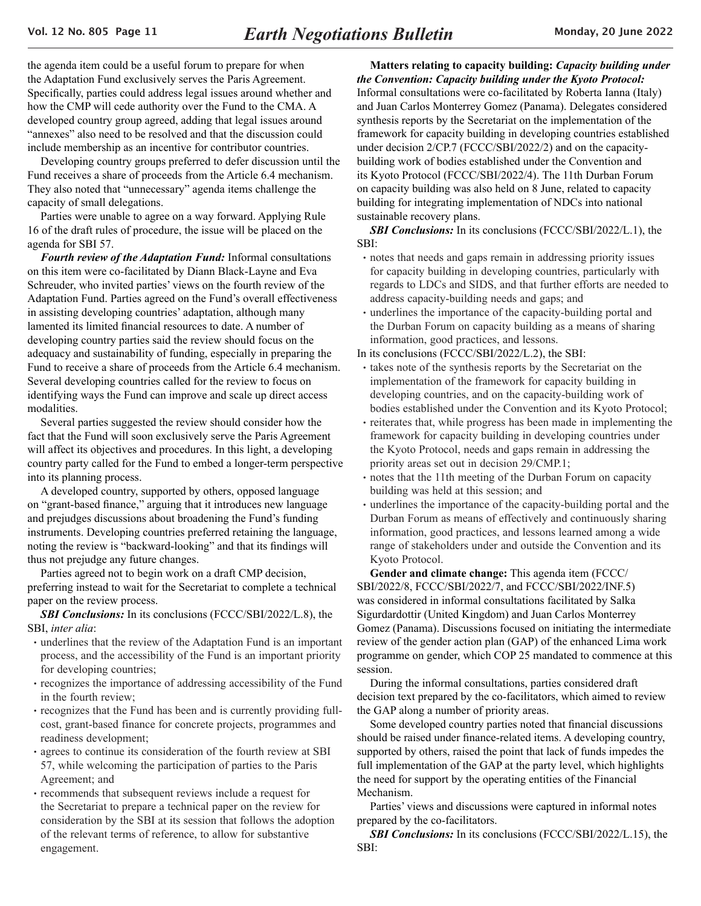the agenda item could be a useful forum to prepare for when the Adaptation Fund exclusively serves the Paris Agreement. Specifically, parties could address legal issues around whether and how the CMP will cede authority over the Fund to the CMA. A developed country group agreed, adding that legal issues around "annexes" also need to be resolved and that the discussion could include membership as an incentive for contributor countries.

Developing country groups preferred to defer discussion until the Fund receives a share of proceeds from the Article 6.4 mechanism. They also noted that "unnecessary" agenda items challenge the capacity of small delegations.

Parties were unable to agree on a way forward. Applying Rule 16 of the draft rules of procedure, the issue will be placed on the agenda for SBI 57.

***Fourth review of the Adaptation Fund:*** Informal consultations on this item were co-facilitated by Diann Black-Layne and Eva Schreuder, who invited parties' views on the fourth review of the Adaptation Fund. Parties agreed on the Fund's overall effectiveness in assisting developing countries' adaptation, although many lamented its limited financial resources to date. A number of developing country parties said the review should focus on the adequacy and sustainability of funding, especially in preparing the Fund to receive a share of proceeds from the Article 6.4 mechanism. Several developing countries called for the review to focus on identifying ways the Fund can improve and scale up direct access modalities.

Several parties suggested the review should consider how the fact that the Fund will soon exclusively serve the Paris Agreement will affect its objectives and procedures. In this light, a developing country party called for the Fund to embed a longer-term perspective into its planning process.

A developed country, supported by others, opposed language on "grant-based finance," arguing that it introduces new language and prejudges discussions about broadening the Fund's funding instruments. Developing countries preferred retaining the language, noting the review is "backward-looking" and that its findings will thus not prejudge any future changes.

Parties agreed not to begin work on a draft CMP decision, preferring instead to wait for the Secretariat to complete a technical paper on the review process.

***SBI Conclusions:*** In its conclusions (FCCC/SBI/2022/L.8), the SBI, *inter alia*:

- underlines that the review of the Adaptation Fund is an important process, and the accessibility of the Fund is an important priority for developing countries;
- recognizes the importance of addressing accessibility of the Fund in the fourth review;
- recognizes that the Fund has been and is currently providing full-cost, grant-based finance for concrete projects, programmes and readiness development;
- agrees to continue its consideration of the fourth review at SBI 57, while welcoming the participation of parties to the Paris Agreement; and
- recommends that subsequent reviews include a request for the Secretariat to prepare a technical paper on the review for consideration by the SBI at its session that follows the adoption of the relevant terms of reference, to allow for substantive engagement.

**Matters relating to capacity building: *Capacity building under the Convention: Capacity building under the Kyoto Protocol:*** Informal consultations were co-facilitated by Roberta Ianna (Italy) and Juan Carlos Monterrey Gomez (Panama). Delegates considered synthesis reports by the Secretariat on the implementation of the framework for capacity building in developing countries established under decision 2/CP.7 (FCCC/SBI/2022/2) and on the capacity-building work of bodies established under the Convention and its Kyoto Protocol (FCCC/SBI/2022/4). The 11th Durban Forum on capacity building was also held on 8 June, related to capacity building for integrating implementation of NDCs into national sustainable recovery plans.

***SBI Conclusions:*** In its conclusions (FCCC/SBI/2022/L.1), the SBI:

- notes that needs and gaps remain in addressing priority issues for capacity building in developing countries, particularly with regards to LDCs and SIDS, and that further efforts are needed to address capacity-building needs and gaps; and
- underlines the importance of the capacity-building portal and the Durban Forum on capacity building as a means of sharing information, good practices, and lessons.

In its conclusions (FCCC/SBI/2022/L.2), the SBI:

- takes note of the synthesis reports by the Secretariat on the implementation of the framework for capacity building in developing countries, and on the capacity-building work of bodies established under the Convention and its Kyoto Protocol;
- reiterates that, while progress has been made in implementing the framework for capacity building in developing countries under the Kyoto Protocol, needs and gaps remain in addressing the priority areas set out in decision 29/CMP.1;
- notes that the 11th meeting of the Durban Forum on capacity building was held at this session; and
- underlines the importance of the capacity-building portal and the Durban Forum as means of effectively and continuously sharing information, good practices, and lessons learned among a wide range of stakeholders under and outside the Convention and its Kyoto Protocol.

**Gender and climate change:** This agenda item (FCCC/SBI/2022/8, FCCC/SBI/2022/7, and FCCC/SBI/2022/INF.5) was considered in informal consultations facilitated by Salka Sigurdardottir (United Kingdom) and Juan Carlos Monterrey Gomez (Panama). Discussions focused on initiating the intermediate review of the gender action plan (GAP) of the enhanced Lima work programme on gender, which COP 25 mandated to commence at this session.

During the informal consultations, parties considered draft decision text prepared by the co-facilitators, which aimed to review the GAP along a number of priority areas.

Some developed country parties noted that financial discussions should be raised under finance-related items. A developing country, supported by others, raised the point that lack of funds impedes the full implementation of the GAP at the party level, which highlights the need for support by the operating entities of the Financial Mechanism.

Parties' views and discussions were captured in informal notes prepared by the co-facilitators.

***SBI Conclusions:*** In its conclusions (FCCC/SBI/2022/L.15), the SBI: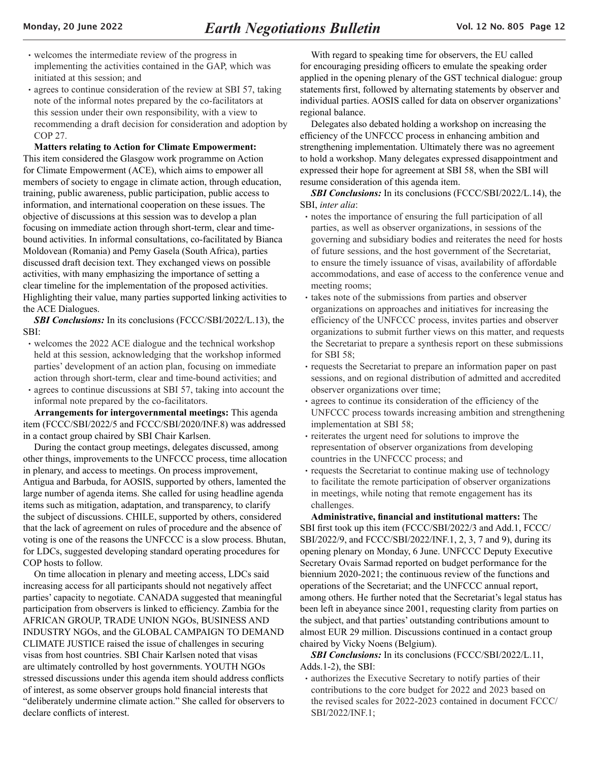- welcomes the intermediate review of the progress in implementing the activities contained in the GAP, which was initiated at this session; and
- agrees to continue consideration of the review at SBI 57, taking note of the informal notes prepared by the co-facilitators at this session under their own responsibility, with a view to recommending a draft decision for consideration and adoption by COP 27.

**Matters relating to Action for Climate Empowerment:** This item considered the Glasgow work programme on Action for Climate Empowerment (ACE), which aims to empower all members of society to engage in climate action, through education, training, public awareness, public participation, public access to information, and international cooperation on these issues. The objective of discussions at this session was to develop a plan focusing on immediate action through short-term, clear and time-bound activities. In informal consultations, co-facilitated by Bianca Moldovean (Romania) and Pemy Gasela (South Africa), parties discussed draft decision text. They exchanged views on possible activities, with many emphasizing the importance of setting a clear timeline for the implementation of the proposed activities. Highlighting their value, many parties supported linking activities to the ACE Dialogues.

***SBI Conclusions:*** In its conclusions (FCCC/SBI/2022/L.13), the SBI:

- welcomes the 2022 ACE dialogue and the technical workshop held at this session, acknowledging that the workshop informed parties' development of an action plan, focusing on immediate action through short-term, clear and time-bound activities; and
- agrees to continue discussions at SBI 57, taking into account the informal note prepared by the co-facilitators.

**Arrangements for intergovernmental meetings:** This agenda item (FCCC/SBI/2022/5 and FCCC/SBI/2020/INF.8) was addressed in a contact group chaired by SBI Chair Karlsen.

During the contact group meetings, delegates discussed, among other things, improvements to the UNFCCC process, time allocation in plenary, and access to meetings. On process improvement, Antigua and Barbuda, for AOSIS, supported by others, lamented the large number of agenda items. She called for using headline agenda items such as mitigation, adaptation, and transparency, to clarify the subject of discussions. CHILE, supported by others, considered that the lack of agreement on rules of procedure and the absence of voting is one of the reasons the UNFCCC is a slow process. Bhutan, for LDCs, suggested developing standard operating procedures for COP hosts to follow.

On time allocation in plenary and meeting access, LDCs said increasing access for all participants should not negatively affect parties' capacity to negotiate. CANADA suggested that meaningful participation from observers is linked to efficiency. Zambia for the AFRICAN GROUP, TRADE UNION NGOs, BUSINESS AND INDUSTRY NGOs, and the GLOBAL CAMPAIGN TO DEMAND CLIMATE JUSTICE raised the issue of challenges in securing visas from host countries. SBI Chair Karlsen noted that visas are ultimately controlled by host governments. YOUTH NGOs stressed discussions under this agenda item should address conflicts of interest, as some observer groups hold financial interests that "deliberately undermine climate action." She called for observers to declare conflicts of interest.

With regard to speaking time for observers, the EU called for encouraging presiding officers to emulate the speaking order applied in the opening plenary of the GST technical dialogue: group statements first, followed by alternating statements by observer and individual parties. AOSIS called for data on observer organizations' regional balance.

Delegates also debated holding a workshop on increasing the efficiency of the UNFCCC process in enhancing ambition and strengthening implementation. Ultimately there was no agreement to hold a workshop. Many delegates expressed disappointment and expressed their hope for agreement at SBI 58, when the SBI will resume consideration of this agenda item.

***SBI Conclusions:*** In its conclusions (FCCC/SBI/2022/L.14), the SBI, *inter alia*:

- notes the importance of ensuring the full participation of all parties, as well as observer organizations, in sessions of the governing and subsidiary bodies and reiterates the need for hosts of future sessions, and the host government of the Secretariat, to ensure the timely issuance of visas, availability of affordable accommodations, and ease of access to the conference venue and meeting rooms;
- takes note of the submissions from parties and observer organizations on approaches and initiatives for increasing the efficiency of the UNFCCC process, invites parties and observer organizations to submit further views on this matter, and requests the Secretariat to prepare a synthesis report on these submissions for SBI 58;
- requests the Secretariat to prepare an information paper on past sessions, and on regional distribution of admitted and accredited observer organizations over time;
- agrees to continue its consideration of the efficiency of the UNFCCC process towards increasing ambition and strengthening implementation at SBI 58;
- reiterates the urgent need for solutions to improve the representation of observer organizations from developing countries in the UNFCCC process; and
- requests the Secretariat to continue making use of technology to facilitate the remote participation of observer organizations in meetings, while noting that remote engagement has its challenges.

**Administrative, financial and institutional matters:** The SBI first took up this item (FCCC/SBI/2022/3 and Add.1, FCCC/SBI/2022/9, and FCCC/SBI/2022/INF.1, 2, 3, 7 and 9), during its opening plenary on Monday, 6 June. UNFCCC Deputy Executive Secretary Ovais Sarmad reported on budget performance for the biennium 2020-2021; the continuous review of the functions and operations of the Secretariat; and the UNFCCC annual report, among others. He further noted that the Secretariat's legal status has been left in abeyance since 2001, requesting clarity from parties on the subject, and that parties' outstanding contributions amount to almost EUR 29 million. Discussions continued in a contact group chaired by Vicky Noens (Belgium).

***SBI Conclusions:*** In its conclusions (FCCC/SBI/2022/L.11, Adds.1-2), the SBI:

- authorizes the Executive Secretary to notify parties of their contributions to the core budget for 2022 and 2023 based on the revised scales for 2022-2023 contained in document FCCC/SBI/2022/INF.1;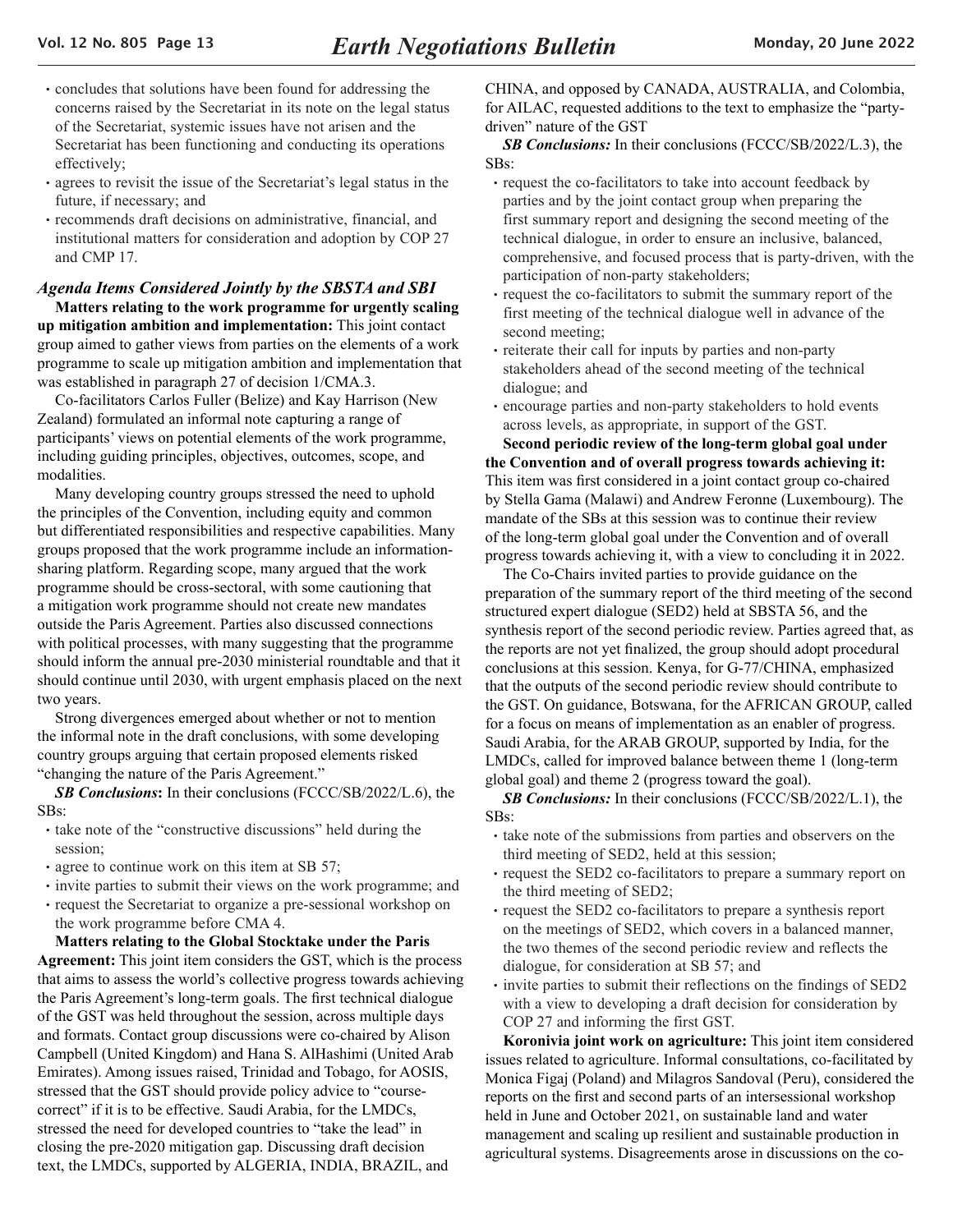- concludes that solutions have been found for addressing the concerns raised by the Secretariat in its note on the legal status of the Secretariat, systemic issues have not arisen and the Secretariat has been functioning and conducting its operations effectively;
- agrees to revisit the issue of the Secretariat's legal status in the future, if necessary; and
- recommends draft decisions on administrative, financial, and institutional matters for consideration and adoption by COP 27 and CMP 17.

### *Agenda Items Considered Jointly by the SBSTA and SBI*

**Matters relating to the work programme for urgently scaling up mitigation ambition and implementation:** This joint contact group aimed to gather views from parties on the elements of a work programme to scale up mitigation ambition and implementation that was established in paragraph 27 of decision 1/CMA.3.

Co-facilitators Carlos Fuller (Belize) and Kay Harrison (New Zealand) formulated an informal note capturing a range of participants' views on potential elements of the work programme, including guiding principles, objectives, outcomes, scope, and modalities.

Many developing country groups stressed the need to uphold the principles of the Convention, including equity and common but differentiated responsibilities and respective capabilities. Many groups proposed that the work programme include an information-sharing platform. Regarding scope, many argued that the work programme should be cross-sectoral, with some cautioning that a mitigation work programme should not create new mandates outside the Paris Agreement. Parties also discussed connections with political processes, with many suggesting that the programme should inform the annual pre-2030 ministerial roundtable and that it should continue until 2030, with urgent emphasis placed on the next two years.

Strong divergences emerged about whether or not to mention the informal note in the draft conclusions, with some developing country groups arguing that certain proposed elements risked "changing the nature of the Paris Agreement."

***SB Conclusions*:** In their conclusions (FCCC/SB/2022/L.6), the SBs:

- take note of the "constructive discussions" held during the session;
- agree to continue work on this item at SB 57;
- invite parties to submit their views on the work programme; and
- request the Secretariat to organize a pre-sessional workshop on the work programme before CMA 4.

**Matters relating to the Global Stocktake under the Paris Agreement:** This joint item considers the GST, which is the process that aims to assess the world's collective progress towards achieving the Paris Agreement's long-term goals. The first technical dialogue of the GST was held throughout the session, across multiple days and formats. Contact group discussions were co-chaired by Alison Campbell (United Kingdom) and Hana S. AlHashimi (United Arab Emirates). Among issues raised, Trinidad and Tobago, for AOSIS, stressed that the GST should provide policy advice to "course-correct" if it is to be effective. Saudi Arabia, for the LMDCs, stressed the need for developed countries to "take the lead" in closing the pre-2020 mitigation gap. Discussing draft decision text, the LMDCs, supported by ALGERIA, INDIA, BRAZIL, and CHINA, and opposed by CANADA, AUSTRALIA, and Colombia, for AILAC, requested additions to the text to emphasize the "party-driven" nature of the GST

***SB Conclusions:*** In their conclusions (FCCC/SB/2022/L.3), the SBs:

- request the co-facilitators to take into account feedback by parties and by the joint contact group when preparing the first summary report and designing the second meeting of the technical dialogue, in order to ensure an inclusive, balanced, comprehensive, and focused process that is party-driven, with the participation of non-party stakeholders;
- request the co-facilitators to submit the summary report of the first meeting of the technical dialogue well in advance of the second meeting;
- reiterate their call for inputs by parties and non-party stakeholders ahead of the second meeting of the technical dialogue; and
- encourage parties and non-party stakeholders to hold events across levels, as appropriate, in support of the GST.

**Second periodic review of the long-term global goal under the Convention and of overall progress towards achieving it:** This item was first considered in a joint contact group co-chaired by Stella Gama (Malawi) and Andrew Feronne (Luxembourg). The mandate of the SBs at this session was to continue their review of the long-term global goal under the Convention and of overall progress towards achieving it, with a view to concluding it in 2022.

The Co-Chairs invited parties to provide guidance on the preparation of the summary report of the third meeting of the second structured expert dialogue (SED2) held at SBSTA 56, and the synthesis report of the second periodic review. Parties agreed that, as the reports are not yet finalized, the group should adopt procedural conclusions at this session. Kenya, for G-77/CHINA, emphasized that the outputs of the second periodic review should contribute to the GST. On guidance, Botswana, for the AFRICAN GROUP, called for a focus on means of implementation as an enabler of progress. Saudi Arabia, for the ARAB GROUP, supported by India, for the LMDCs, called for improved balance between theme 1 (long-term global goal) and theme 2 (progress toward the goal).

***SB Conclusions:*** In their conclusions (FCCC/SB/2022/L.1), the SBs:

- take note of the submissions from parties and observers on the third meeting of SED2, held at this session;
- request the SED2 co-facilitators to prepare a summary report on the third meeting of SED2;
- request the SED2 co-facilitators to prepare a synthesis report on the meetings of SED2, which covers in a balanced manner, the two themes of the second periodic review and reflects the dialogue, for consideration at SB 57; and
- invite parties to submit their reflections on the findings of SED2 with a view to developing a draft decision for consideration by COP 27 and informing the first GST.

**Koronivia joint work on agriculture:** This joint item considered issues related to agriculture. Informal consultations, co-facilitated by Monica Figaj (Poland) and Milagros Sandoval (Peru), considered the reports on the first and second parts of an intersessional workshop held in June and October 2021, on sustainable land and water management and scaling up resilient and sustainable production in agricultural systems. Disagreements arose in discussions on the co-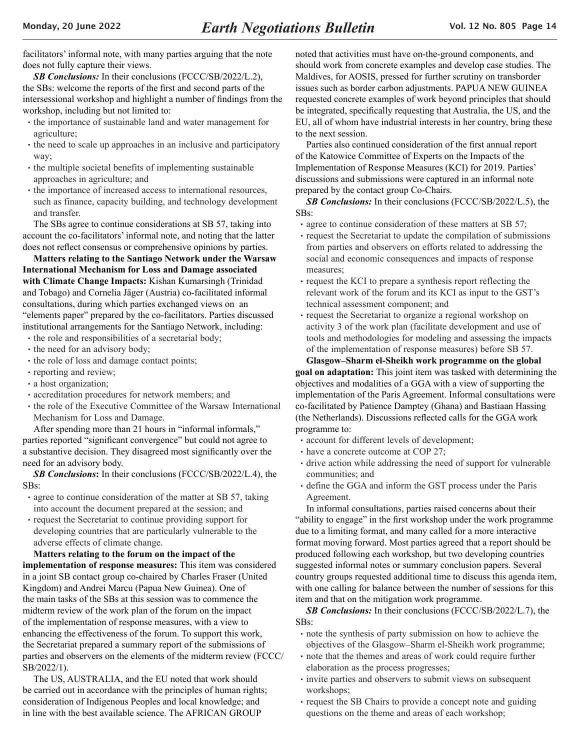facilitators' informal note, with many parties arguing that the note does not fully capture their views.

***SB Conclusions:*** In their conclusions (FCCC/SB/2022/L.2), the SBs: welcome the reports of the first and second parts of the intersessional workshop and highlight a number of findings from the workshop, including but not limited to:

- the importance of sustainable land and water management for agriculture;
- the need to scale up approaches in an inclusive and participatory way;
- the multiple societal benefits of implementing sustainable approaches in agriculture; and
- the importance of increased access to international resources, such as finance, capacity building, and technology development and transfer.

The SBs agree to continue considerations at SB 57, taking into account the co-facilitators' informal note, and noting that the latter does not reflect consensus or comprehensive opinions by parties.

**Matters relating to the Santiago Network under the Warsaw International Mechanism for Loss and Damage associated with Climate Change Impacts:** Kishan Kumarsingh (Trinidad and Tobago) and Cornelia Jäger (Austria) co-facilitated informal consultations, during which parties exchanged views on an "elements paper" prepared by the co-facilitators. Parties discussed institutional arrangements for the Santiago Network, including:

- the role and responsibilities of a secretarial body;
- the need for an advisory body;
- the role of loss and damage contact points;
- reporting and review;
- a host organization;
- accreditation procedures for network members; and
- the role of the Executive Committee of the Warsaw International Mechanism for Loss and Damage.

After spending more than 21 hours in "informal informals," parties reported "significant convergence" but could not agree to a substantive decision. They disagreed most significantly over the need for an advisory body.

***SB Conclusions*:** In their conclusions (FCCC/SB/2022/L.4), the SBs:

- agree to continue consideration of the matter at SB 57, taking into account the document prepared at the session; and
- request the Secretariat to continue providing support for developing countries that are particularly vulnerable to the adverse effects of climate change.

**Matters relating to the forum on the impact of the implementation of response measures:** This item was considered in a joint SB contact group co-chaired by Charles Fraser (United Kingdom) and Andrei Marcu (Papua New Guinea). One of the main tasks of the SBs at this session was to commence the midterm review of the work plan of the forum on the impact of the implementation of response measures, with a view to enhancing the effectiveness of the forum. To support this work, the Secretariat prepared a summary report of the submissions of parties and observers on the elements of the midterm review (FCCC/SB/2022/1).

The US, AUSTRALIA, and the EU noted that work should be carried out in accordance with the principles of human rights; consideration of Indigenous Peoples and local knowledge; and in line with the best available science. The AFRICAN GROUP noted that activities must have on-the-ground components, and should work from concrete examples and develop case studies. The Maldives, for AOSIS, pressed for further scrutiny on transborder issues such as border carbon adjustments. PAPUA NEW GUINEA requested concrete examples of work beyond principles that should be integrated, specifically requesting that Australia, the US, and the EU, all of whom have industrial interests in her country, bring these to the next session.

Parties also continued consideration of the first annual report of the Katowice Committee of Experts on the Impacts of the Implementation of Response Measures (KCI) for 2019. Parties' discussions and submissions were captured in an informal note prepared by the contact group Co-Chairs.

***SB Conclusions:*** In their conclusions (FCCC/SB/2022/L.5), the SBs:

- agree to continue consideration of these matters at SB 57;
- request the Secretariat to update the compilation of submissions from parties and observers on efforts related to addressing the social and economic consequences and impacts of response measures;
- request the KCI to prepare a synthesis report reflecting the relevant work of the forum and its KCI as input to the GST's technical assessment component; and
- request the Secretariat to organize a regional workshop on activity 3 of the work plan (facilitate development and use of tools and methodologies for modeling and assessing the impacts of the implementation of response measures) before SB 57.

**Glasgow–Sharm el-Sheikh work programme on the global goal on adaptation:** This joint item was tasked with determining the objectives and modalities of a GGA with a view of supporting the implementation of the Paris Agreement. Informal consultations were co-facilitated by Patience Damptey (Ghana) and Bastiaan Hassing (the Netherlands). Discussions reflected calls for the GGA work programme to:

- account for different levels of development;
- have a concrete outcome at COP 27;
- drive action while addressing the need of support for vulnerable communities; and
- define the GGA and inform the GST process under the Paris Agreement.

In informal consultations, parties raised concerns about their "ability to engage" in the first workshop under the work programme due to a limiting format, and many called for a more interactive format moving forward. Most parties agreed that a report should be produced following each workshop, but two developing countries suggested informal notes or summary conclusion papers. Several country groups requested additional time to discuss this agenda item, with one calling for balance between the number of sessions for this item and that on the mitigation work programme.

***SB Conclusions:*** In their conclusions (FCCC/SB/2022/L.7), the SBs:

- note the synthesis of party submission on how to achieve the objectives of the Glasgow–Sharm el-Sheikh work programme;
- note that the themes and areas of work could require further elaboration as the process progresses;
- invite parties and observers to submit views on subsequent workshops;
- request the SB Chairs to provide a concept note and guiding questions on the theme and areas of each workshop;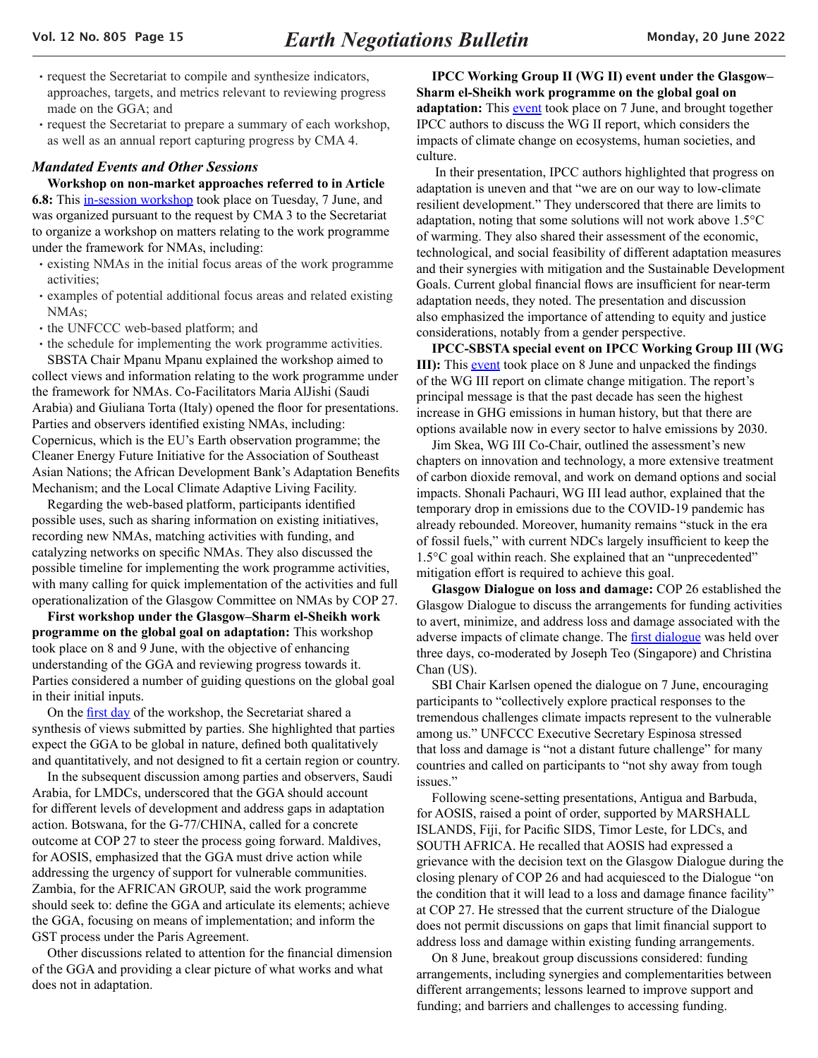- request the Secretariat to compile and synthesize indicators, approaches, targets, and metrics relevant to reviewing progress made on the GGA; and
- request the Secretariat to prepare a summary of each workshop, as well as an annual report capturing progress by CMA 4.

### *Mandated Events and Other Sessions*

**Workshop on non-market approaches referred to in Article 6.8:** This in-session workshop took place on Tuesday, 7 June, and was organized pursuant to the request by CMA 3 to the Secretariat to organize a workshop on matters relating to the work programme under the framework for NMAs, including:

- existing NMAs in the initial focus areas of the work programme activities;
- examples of potential additional focus areas and related existing NMAs;
- the UNFCCC web-based platform; and
- the schedule for implementing the work programme activities.

SBSTA Chair Mpanu Mpanu explained the workshop aimed to collect views and information relating to the work programme under the framework for NMAs. Co-Facilitators Maria AlJishi (Saudi Arabia) and Giuliana Torta (Italy) opened the floor for presentations. Parties and observers identified existing NMAs, including: Copernicus, which is the EU's Earth observation programme; the Cleaner Energy Future Initiative for the Association of Southeast Asian Nations; the African Development Bank's Adaptation Benefits Mechanism; and the Local Climate Adaptive Living Facility.

Regarding the web-based platform, participants identified possible uses, such as sharing information on existing initiatives, recording new NMAs, matching activities with funding, and catalyzing networks on specific NMAs. They also discussed the possible timeline for implementing the work programme activities, with many calling for quick implementation of the activities and full operationalization of the Glasgow Committee on NMAs by COP 27.

**First workshop under the Glasgow–Sharm el-Sheikh work programme on the global goal on adaptation:** This workshop took place on 8 and 9 June, with the objective of enhancing understanding of the GGA and reviewing progress towards it. Parties considered a number of guiding questions on the global goal in their initial inputs.

On the first day of the workshop, the Secretariat shared a synthesis of views submitted by parties. She highlighted that parties expect the GGA to be global in nature, defined both qualitatively and quantitatively, and not designed to fit a certain region or country.

In the subsequent discussion among parties and observers, Saudi Arabia, for LMDCs, underscored that the GGA should account for different levels of development and address gaps in adaptation action. Botswana, for the G-77/CHINA, called for a concrete outcome at COP 27 to steer the process going forward. Maldives, for AOSIS, emphasized that the GGA must drive action while addressing the urgency of support for vulnerable communities. Zambia, for the AFRICAN GROUP, said the work programme should seek to: define the GGA and articulate its elements; achieve the GGA, focusing on means of implementation; and inform the GST process under the Paris Agreement.

Other discussions related to attention for the financial dimension of the GGA and providing a clear picture of what works and what does not in adaptation.

**IPCC Working Group II (WG II) event under the Glasgow–Sharm el-Sheikh work programme on the global goal on adaptation:** This event took place on 7 June, and brought together IPCC authors to discuss the WG II report, which considers the impacts of climate change on ecosystems, human societies, and culture.

In their presentation, IPCC authors highlighted that progress on adaptation is uneven and that "we are on our way to low-climate resilient development." They underscored that there are limits to adaptation, noting that some solutions will not work above 1.5°C of warming. They also shared their assessment of the economic, technological, and social feasibility of different adaptation measures and their synergies with mitigation and the Sustainable Development Goals. Current global financial flows are insufficient for near-term adaptation needs, they noted. The presentation and discussion also emphasized the importance of attending to equity and justice considerations, notably from a gender perspective.

**IPCC-SBSTA special event on IPCC Working Group III (WG III):** This event took place on 8 June and unpacked the findings of the WG III report on climate change mitigation. The report's principal message is that the past decade has seen the highest increase in GHG emissions in human history, but that there are options available now in every sector to halve emissions by 2030.

Jim Skea, WG III Co-Chair, outlined the assessment's new chapters on innovation and technology, a more extensive treatment of carbon dioxide removal, and work on demand options and social impacts. Shonali Pachauri, WG III lead author, explained that the temporary drop in emissions due to the COVID-19 pandemic has already rebounded. Moreover, humanity remains "stuck in the era of fossil fuels," with current NDCs largely insufficient to keep the 1.5°C goal within reach. She explained that an "unprecedented" mitigation effort is required to achieve this goal.

**Glasgow Dialogue on loss and damage:** COP 26 established the Glasgow Dialogue to discuss the arrangements for funding activities to avert, minimize, and address loss and damage associated with the adverse impacts of climate change. The first dialogue was held over three days, co-moderated by Joseph Teo (Singapore) and Christina Chan (US).

SBI Chair Karlsen opened the dialogue on 7 June, encouraging participants to "collectively explore practical responses to the tremendous challenges climate impacts represent to the vulnerable among us." UNFCCC Executive Secretary Espinosa stressed that loss and damage is "not a distant future challenge" for many countries and called on participants to "not shy away from tough issues."

Following scene-setting presentations, Antigua and Barbuda, for AOSIS, raised a point of order, supported by MARSHALL ISLANDS, Fiji, for Pacific SIDS, Timor Leste, for LDCs, and SOUTH AFRICA. He recalled that AOSIS had expressed a grievance with the decision text on the Glasgow Dialogue during the closing plenary of COP 26 and had acquiesced to the Dialogue "on the condition that it will lead to a loss and damage finance facility" at COP 27. He stressed that the current structure of the Dialogue does not permit discussions on gaps that limit financial support to address loss and damage within existing funding arrangements.

On 8 June, breakout group discussions considered: funding arrangements, including synergies and complementarities between different arrangements; lessons learned to improve support and funding; and barriers and challenges to accessing funding.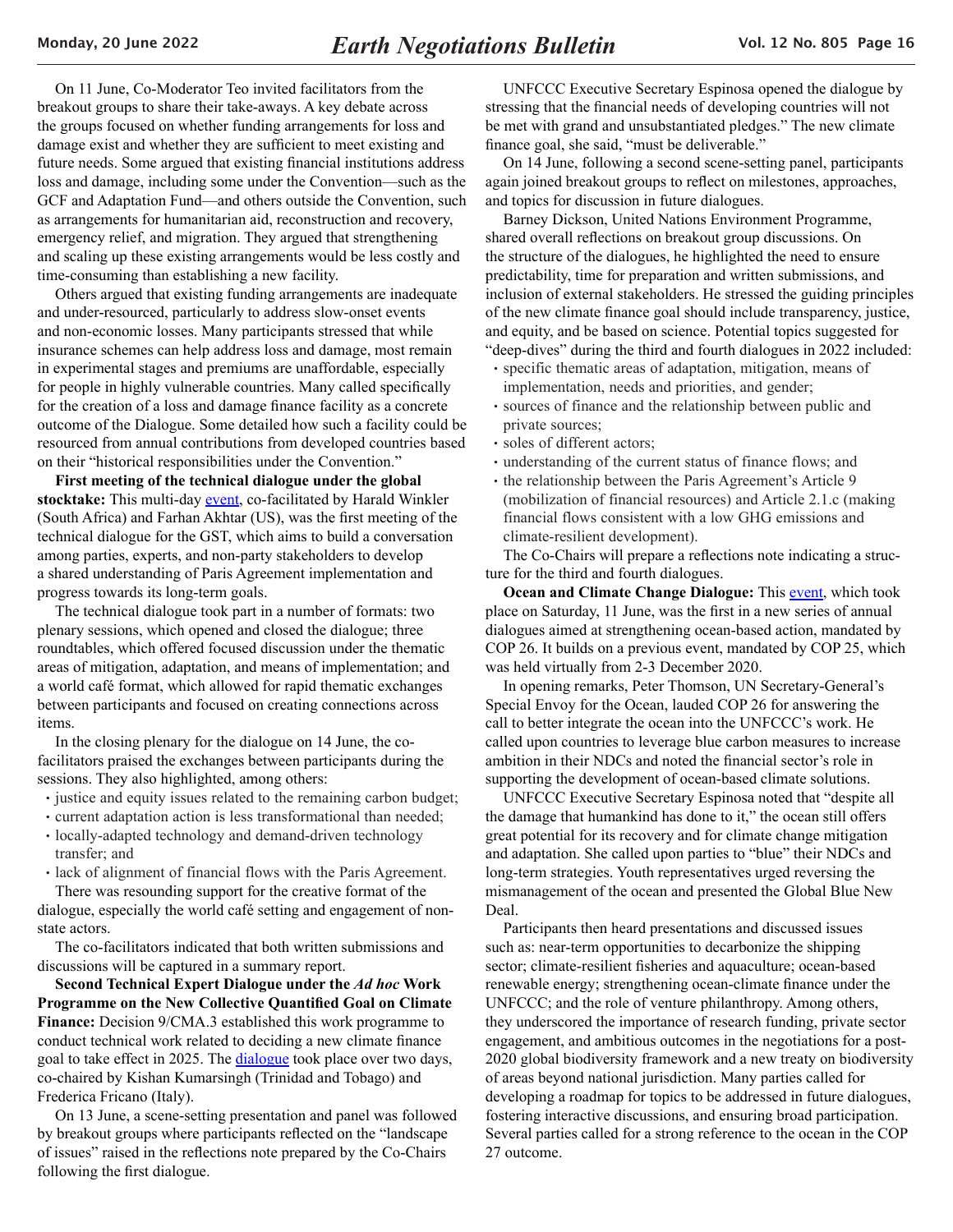On 11 June, Co-Moderator Teo invited facilitators from the breakout groups to share their take-aways. A key debate across the groups focused on whether funding arrangements for loss and damage exist and whether they are sufficient to meet existing and future needs. Some argued that existing financial institutions address loss and damage, including some under the Convention—such as the GCF and Adaptation Fund—and others outside the Convention, such as arrangements for humanitarian aid, reconstruction and recovery, emergency relief, and migration. They argued that strengthening and scaling up these existing arrangements would be less costly and time-consuming than establishing a new facility.

Others argued that existing funding arrangements are inadequate and under-resourced, particularly to address slow-onset events and non-economic losses. Many participants stressed that while insurance schemes can help address loss and damage, most remain in experimental stages and premiums are unaffordable, especially for people in highly vulnerable countries. Many called specifically for the creation of a loss and damage finance facility as a concrete outcome of the Dialogue. Some detailed how such a facility could be resourced from annual contributions from developed countries based on their "historical responsibilities under the Convention."

**First meeting of the technical dialogue under the global stocktake:** This multi-day event, co-facilitated by Harald Winkler (South Africa) and Farhan Akhtar (US), was the first meeting of the technical dialogue for the GST, which aims to build a conversation among parties, experts, and non-party stakeholders to develop a shared understanding of Paris Agreement implementation and progress towards its long-term goals.

The technical dialogue took part in a number of formats: two plenary sessions, which opened and closed the dialogue; three roundtables, which offered focused discussion under the thematic areas of mitigation, adaptation, and means of implementation; and a world café format, which allowed for rapid thematic exchanges between participants and focused on creating connections across items.

In the closing plenary for the dialogue on 14 June, the co-facilitators praised the exchanges between participants during the sessions. They also highlighted, among others:

- justice and equity issues related to the remaining carbon budget;
- current adaptation action is less transformational than needed;
- locally-adapted technology and demand-driven technology transfer; and
- lack of alignment of financial flows with the Paris Agreement.

There was resounding support for the creative format of the dialogue, especially the world café setting and engagement of non-state actors.

The co-facilitators indicated that both written submissions and discussions will be captured in a summary report.

**Second Technical Expert Dialogue under the *Ad hoc* Work Programme on the New Collective Quantified Goal on Climate Finance:** Decision 9/CMA.3 established this work programme to conduct technical work related to deciding a new climate finance goal to take effect in 2025. The dialogue took place over two days, co-chaired by Kishan Kumarsingh (Trinidad and Tobago) and Frederica Fricano (Italy).

On 13 June, a scene-setting presentation and panel was followed by breakout groups where participants reflected on the "landscape of issues" raised in the reflections note prepared by the Co-Chairs following the first dialogue.

UNFCCC Executive Secretary Espinosa opened the dialogue by stressing that the financial needs of developing countries will not be met with grand and unsubstantiated pledges." The new climate finance goal, she said, "must be deliverable."

On 14 June, following a second scene-setting panel, participants again joined breakout groups to reflect on milestones, approaches, and topics for discussion in future dialogues.

Barney Dickson, United Nations Environment Programme, shared overall reflections on breakout group discussions. On the structure of the dialogues, he highlighted the need to ensure predictability, time for preparation and written submissions, and inclusion of external stakeholders. He stressed the guiding principles of the new climate finance goal should include transparency, justice, and equity, and be based on science. Potential topics suggested for "deep-dives" during the third and fourth dialogues in 2022 included:

- specific thematic areas of adaptation, mitigation, means of implementation, needs and priorities, and gender;
- sources of finance and the relationship between public and private sources;
- soles of different actors;
- understanding of the current status of finance flows; and
- the relationship between the Paris Agreement's Article 9 (mobilization of financial resources) and Article 2.1.c (making financial flows consistent with a low GHG emissions and climate-resilient development).

The Co-Chairs will prepare a reflections note indicating a structure for the third and fourth dialogues.

**Ocean and Climate Change Dialogue:** This event, which took place on Saturday, 11 June, was the first in a new series of annual dialogues aimed at strengthening ocean-based action, mandated by COP 26. It builds on a previous event, mandated by COP 25, which was held virtually from 2-3 December 2020.

In opening remarks, Peter Thomson, UN Secretary-General's Special Envoy for the Ocean, lauded COP 26 for answering the call to better integrate the ocean into the UNFCCC's work. He called upon countries to leverage blue carbon measures to increase ambition in their NDCs and noted the financial sector's role in supporting the development of ocean-based climate solutions.

UNFCCC Executive Secretary Espinosa noted that "despite all the damage that humankind has done to it," the ocean still offers great potential for its recovery and for climate change mitigation and adaptation. She called upon parties to "blue" their NDCs and long-term strategies. Youth representatives urged reversing the mismanagement of the ocean and presented the Global Blue New Deal.

Participants then heard presentations and discussed issues such as: near-term opportunities to decarbonize the shipping sector; climate-resilient fisheries and aquaculture; ocean-based renewable energy; strengthening ocean-climate finance under the UNFCCC; and the role of venture philanthropy. Among others, they underscored the importance of research funding, private sector engagement, and ambitious outcomes in the negotiations for a post-2020 global biodiversity framework and a new treaty on biodiversity of areas beyond national jurisdiction. Many parties called for developing a roadmap for topics to be addressed in future dialogues, fostering interactive discussions, and ensuring broad participation. Several parties called for a strong reference to the ocean in the COP 27 outcome.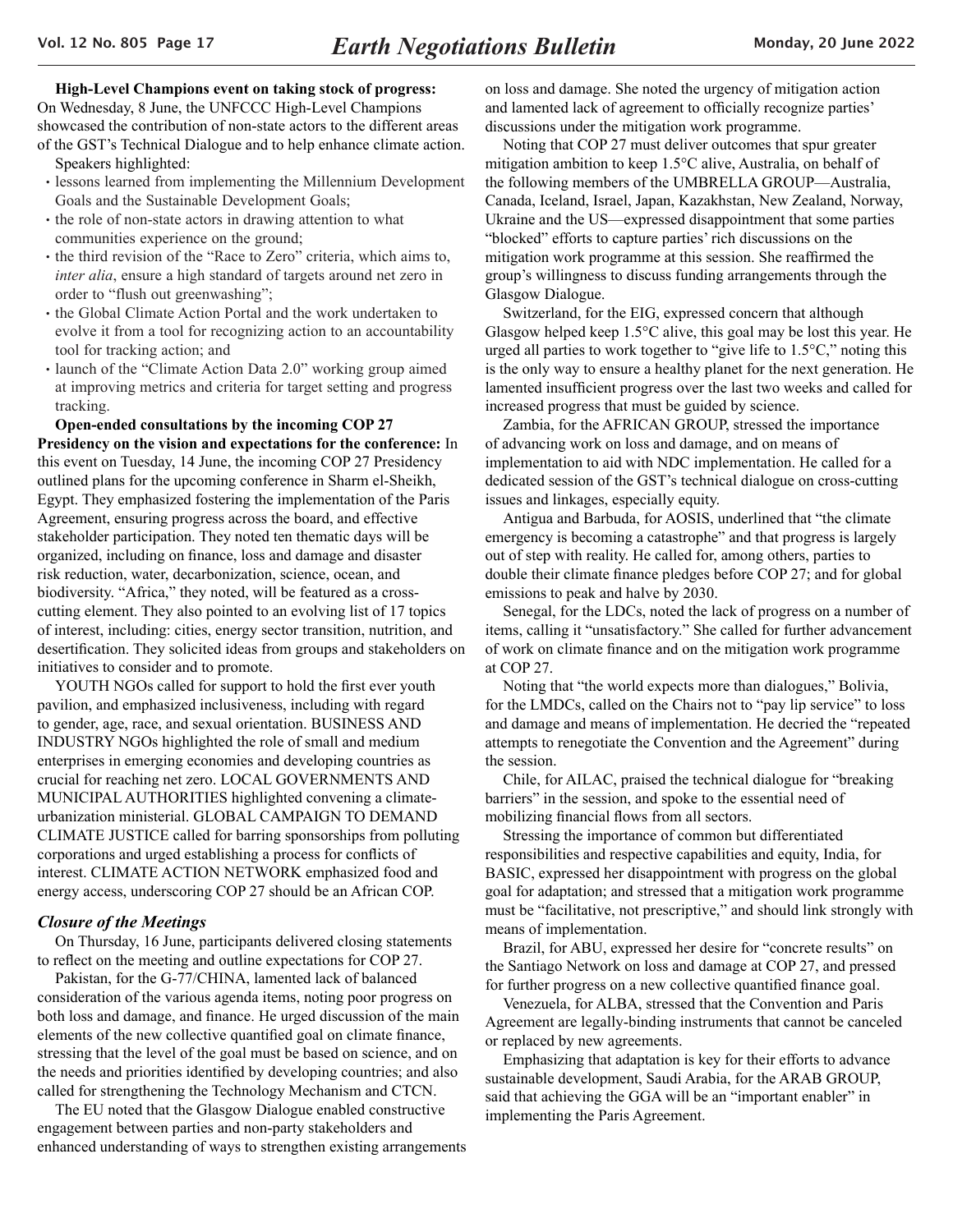**High-Level Champions event on taking stock of progress:** On Wednesday, 8 June, the UNFCCC High-Level Champions showcased the contribution of non-state actors to the different areas of the GST's Technical Dialogue and to help enhance climate action.

Speakers highlighted:

- lessons learned from implementing the Millennium Development Goals and the Sustainable Development Goals;
- the role of non-state actors in drawing attention to what communities experience on the ground;
- the third revision of the "Race to Zero" criteria, which aims to, *inter alia*, ensure a high standard of targets around net zero in order to "flush out greenwashing";
- the Global Climate Action Portal and the work undertaken to evolve it from a tool for recognizing action to an accountability tool for tracking action; and
- launch of the "Climate Action Data 2.0" working group aimed at improving metrics and criteria for target setting and progress tracking.

**Open-ended consultations by the incoming COP 27 Presidency on the vision and expectations for the conference:** In this event on Tuesday, 14 June, the incoming COP 27 Presidency outlined plans for the upcoming conference in Sharm el-Sheikh, Egypt. They emphasized fostering the implementation of the Paris Agreement, ensuring progress across the board, and effective stakeholder participation. They noted ten thematic days will be organized, including on finance, loss and damage and disaster risk reduction, water, decarbonization, science, ocean, and biodiversity. "Africa," they noted, will be featured as a cross-cutting element. They also pointed to an evolving list of 17 topics of interest, including: cities, energy sector transition, nutrition, and desertification. They solicited ideas from groups and stakeholders on initiatives to consider and to promote.

YOUTH NGOs called for support to hold the first ever youth pavilion, and emphasized inclusiveness, including with regard to gender, age, race, and sexual orientation. BUSINESS AND INDUSTRY NGOs highlighted the role of small and medium enterprises in emerging economies and developing countries as crucial for reaching net zero. LOCAL GOVERNMENTS AND MUNICIPAL AUTHORITIES highlighted convening a climate-urbanization ministerial. GLOBAL CAMPAIGN TO DEMAND CLIMATE JUSTICE called for barring sponsorships from polluting corporations and urged establishing a process for conflicts of interest. CLIMATE ACTION NETWORK emphasized food and energy access, underscoring COP 27 should be an African COP.

### *Closure of the Meetings*

On Thursday, 16 June, participants delivered closing statements to reflect on the meeting and outline expectations for COP 27.

Pakistan, for the G-77/CHINA, lamented lack of balanced consideration of the various agenda items, noting poor progress on both loss and damage, and finance. He urged discussion of the main elements of the new collective quantified goal on climate finance, stressing that the level of the goal must be based on science, and on the needs and priorities identified by developing countries; and also called for strengthening the Technology Mechanism and CTCN.

The EU noted that the Glasgow Dialogue enabled constructive engagement between parties and non-party stakeholders and enhanced understanding of ways to strengthen existing arrangements on loss and damage. She noted the urgency of mitigation action and lamented lack of agreement to officially recognize parties' discussions under the mitigation work programme.

Noting that COP 27 must deliver outcomes that spur greater mitigation ambition to keep 1.5°C alive, Australia, on behalf of the following members of the UMBRELLA GROUP—Australia, Canada, Iceland, Israel, Japan, Kazakhstan, New Zealand, Norway, Ukraine and the US—expressed disappointment that some parties "blocked" efforts to capture parties' rich discussions on the mitigation work programme at this session. She reaffirmed the group's willingness to discuss funding arrangements through the Glasgow Dialogue.

Switzerland, for the EIG, expressed concern that although Glasgow helped keep 1.5°C alive, this goal may be lost this year. He urged all parties to work together to "give life to 1.5°C," noting this is the only way to ensure a healthy planet for the next generation. He lamented insufficient progress over the last two weeks and called for increased progress that must be guided by science.

Zambia, for the AFRICAN GROUP, stressed the importance of advancing work on loss and damage, and on means of implementation to aid with NDC implementation. He called for a dedicated session of the GST's technical dialogue on cross-cutting issues and linkages, especially equity.

Antigua and Barbuda, for AOSIS, underlined that "the climate emergency is becoming a catastrophe" and that progress is largely out of step with reality. He called for, among others, parties to double their climate finance pledges before COP 27; and for global emissions to peak and halve by 2030.

Senegal, for the LDCs, noted the lack of progress on a number of items, calling it "unsatisfactory." She called for further advancement of work on climate finance and on the mitigation work programme at COP 27.

Noting that "the world expects more than dialogues," Bolivia, for the LMDCs, called on the Chairs not to "pay lip service" to loss and damage and means of implementation. He decried the "repeated attempts to renegotiate the Convention and the Agreement" during the session.

Chile, for AILAC, praised the technical dialogue for "breaking barriers" in the session, and spoke to the essential need of mobilizing financial flows from all sectors.

Stressing the importance of common but differentiated responsibilities and respective capabilities and equity, India, for BASIC, expressed her disappointment with progress on the global goal for adaptation; and stressed that a mitigation work programme must be "facilitative, not prescriptive," and should link strongly with means of implementation.

Brazil, for ABU, expressed her desire for "concrete results" on the Santiago Network on loss and damage at COP 27, and pressed for further progress on a new collective quantified finance goal.

Venezuela, for ALBA, stressed that the Convention and Paris Agreement are legally-binding instruments that cannot be canceled or replaced by new agreements.

Emphasizing that adaptation is key for their efforts to advance sustainable development, Saudi Arabia, for the ARAB GROUP, said that achieving the GGA will be an "important enabler" in implementing the Paris Agreement.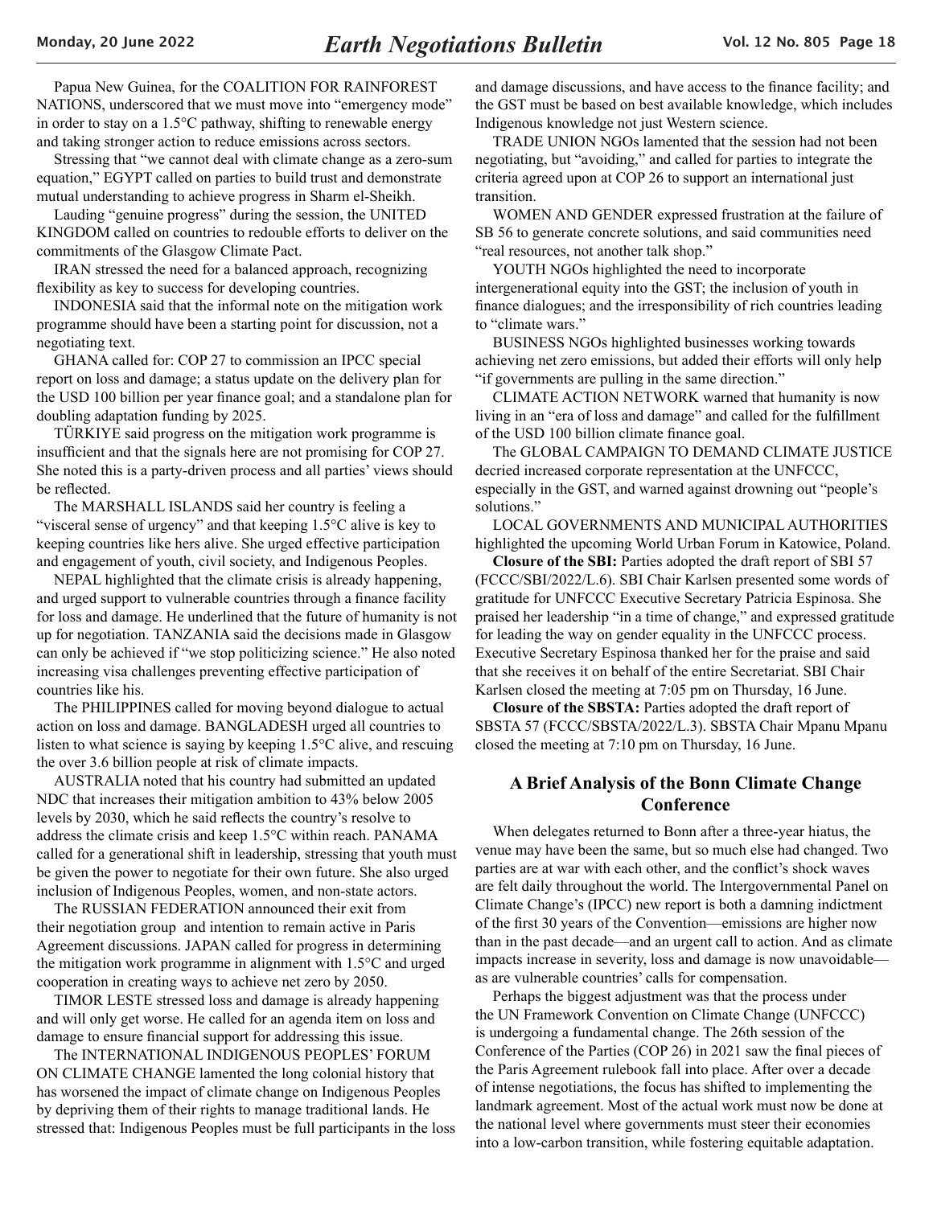Papua New Guinea, for the COALITION FOR RAINFOREST NATIONS, underscored that we must move into "emergency mode" in order to stay on a 1.5°C pathway, shifting to renewable energy and taking stronger action to reduce emissions across sectors.

Stressing that "we cannot deal with climate change as a zero-sum equation," EGYPT called on parties to build trust and demonstrate mutual understanding to achieve progress in Sharm el-Sheikh.

Lauding "genuine progress" during the session, the UNITED KINGDOM called on countries to redouble efforts to deliver on the commitments of the Glasgow Climate Pact.

IRAN stressed the need for a balanced approach, recognizing flexibility as key to success for developing countries.

INDONESIA said that the informal note on the mitigation work programme should have been a starting point for discussion, not a negotiating text.

GHANA called for: COP 27 to commission an IPCC special report on loss and damage; a status update on the delivery plan for the USD 100 billion per year finance goal; and a standalone plan for doubling adaptation funding by 2025.

TÜRKIYE said progress on the mitigation work programme is insufficient and that the signals here are not promising for COP 27. She noted this is a party-driven process and all parties' views should be reflected.

The MARSHALL ISLANDS said her country is feeling a "visceral sense of urgency" and that keeping 1.5°C alive is key to keeping countries like hers alive. She urged effective participation and engagement of youth, civil society, and Indigenous Peoples.

NEPAL highlighted that the climate crisis is already happening, and urged support to vulnerable countries through a finance facility for loss and damage. He underlined that the future of humanity is not up for negotiation. TANZANIA said the decisions made in Glasgow can only be achieved if "we stop politicizing science." He also noted increasing visa challenges preventing effective participation of countries like his.

The PHILIPPINES called for moving beyond dialogue to actual action on loss and damage. BANGLADESH urged all countries to listen to what science is saying by keeping 1.5°C alive, and rescuing the over 3.6 billion people at risk of climate impacts.

AUSTRALIA noted that his country had submitted an updated NDC that increases their mitigation ambition to 43% below 2005 levels by 2030, which he said reflects the country's resolve to address the climate crisis and keep 1.5°C within reach. PANAMA called for a generational shift in leadership, stressing that youth must be given the power to negotiate for their own future. She also urged inclusion of Indigenous Peoples, women, and non-state actors.

The RUSSIAN FEDERATION announced their exit from their negotiation group and intention to remain active in Paris Agreement discussions. JAPAN called for progress in determining the mitigation work programme in alignment with 1.5°C and urged cooperation in creating ways to achieve net zero by 2050.

TIMOR LESTE stressed loss and damage is already happening and will only get worse. He called for an agenda item on loss and damage to ensure financial support for addressing this issue.

The INTERNATIONAL INDIGENOUS PEOPLES' FORUM ON CLIMATE CHANGE lamented the long colonial history that has worsened the impact of climate change on Indigenous Peoples by depriving them of their rights to manage traditional lands. He stressed that: Indigenous Peoples must be full participants in the loss and damage discussions, and have access to the finance facility; and the GST must be based on best available knowledge, which includes Indigenous knowledge not just Western science.

TRADE UNION NGOs lamented that the session had not been negotiating, but "avoiding," and called for parties to integrate the criteria agreed upon at COP 26 to support an international just transition.

WOMEN AND GENDER expressed frustration at the failure of SB 56 to generate concrete solutions, and said communities need "real resources, not another talk shop."

YOUTH NGOs highlighted the need to incorporate intergenerational equity into the GST; the inclusion of youth in finance dialogues; and the irresponsibility of rich countries leading to "climate wars."

BUSINESS NGOs highlighted businesses working towards achieving net zero emissions, but added their efforts will only help "if governments are pulling in the same direction."

CLIMATE ACTION NETWORK warned that humanity is now living in an "era of loss and damage" and called for the fulfillment of the USD 100 billion climate finance goal.

The GLOBAL CAMPAIGN TO DEMAND CLIMATE JUSTICE decried increased corporate representation at the UNFCCC, especially in the GST, and warned against drowning out "people's solutions."

LOCAL GOVERNMENTS AND MUNICIPAL AUTHORITIES highlighted the upcoming World Urban Forum in Katowice, Poland.

**Closure of the SBI:** Parties adopted the draft report of SBI 57 (FCCC/SBI/2022/L.6). SBI Chair Karlsen presented some words of gratitude for UNFCCC Executive Secretary Patricia Espinosa. She praised her leadership "in a time of change," and expressed gratitude for leading the way on gender equality in the UNFCCC process. Executive Secretary Espinosa thanked her for the praise and said that she receives it on behalf of the entire Secretariat. SBI Chair Karlsen closed the meeting at 7:05 pm on Thursday, 16 June.

**Closure of the SBSTA:** Parties adopted the draft report of SBSTA 57 (FCCC/SBSTA/2022/L.3). SBSTA Chair Mpanu Mpanu closed the meeting at 7:10 pm on Thursday, 16 June.

## A Brief Analysis of the Bonn Climate Change Conference

When delegates returned to Bonn after a three-year hiatus, the venue may have been the same, but so much else had changed. Two parties are at war with each other, and the conflict's shock waves are felt daily throughout the world. The Intergovernmental Panel on Climate Change's (IPCC) new report is both a damning indictment of the first 30 years of the Convention—emissions are higher now than in the past decade—and an urgent call to action. And as climate impacts increase in severity, loss and damage is now unavoidable—as are vulnerable countries' calls for compensation.

Perhaps the biggest adjustment was that the process under the UN Framework Convention on Climate Change (UNFCCC) is undergoing a fundamental change. The 26th session of the Conference of the Parties (COP 26) in 2021 saw the final pieces of the Paris Agreement rulebook fall into place. After over a decade of intense negotiations, the focus has shifted to implementing the landmark agreement. Most of the actual work must now be done at the national level where governments must steer their economies into a low-carbon transition, while fostering equitable adaptation.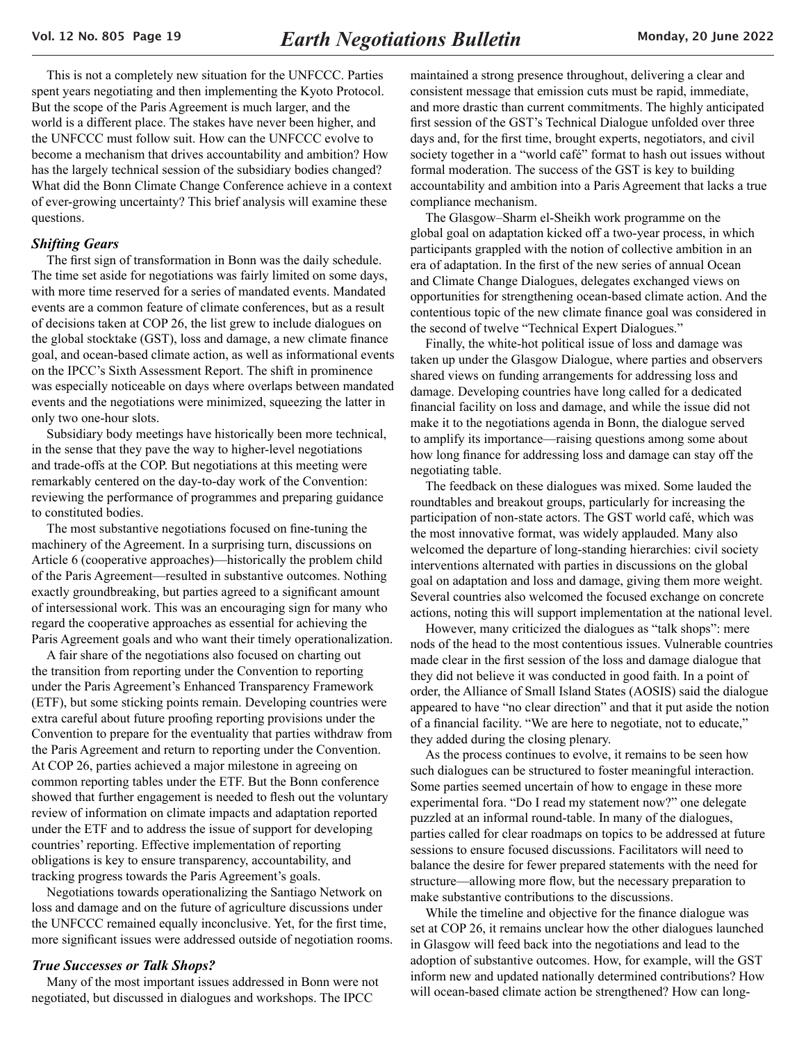This is not a completely new situation for the UNFCCC. Parties spent years negotiating and then implementing the Kyoto Protocol. But the scope of the Paris Agreement is much larger, and the world is a different place. The stakes have never been higher, and the UNFCCC must follow suit. How can the UNFCCC evolve to become a mechanism that drives accountability and ambition? How has the largely technical session of the subsidiary bodies changed? What did the Bonn Climate Change Conference achieve in a context of ever-growing uncertainty? This brief analysis will examine these questions.

### *Shifting Gears*

The first sign of transformation in Bonn was the daily schedule. The time set aside for negotiations was fairly limited on some days, with more time reserved for a series of mandated events. Mandated events are a common feature of climate conferences, but as a result of decisions taken at COP 26, the list grew to include dialogues on the global stocktake (GST), loss and damage, a new climate finance goal, and ocean-based climate action, as well as informational events on the IPCC's Sixth Assessment Report. The shift in prominence was especially noticeable on days where overlaps between mandated events and the negotiations were minimized, squeezing the latter in only two one-hour slots.

Subsidiary body meetings have historically been more technical, in the sense that they pave the way to higher-level negotiations and trade-offs at the COP. But negotiations at this meeting were remarkably centered on the day-to-day work of the Convention: reviewing the performance of programmes and preparing guidance to constituted bodies.

The most substantive negotiations focused on fine-tuning the machinery of the Agreement. In a surprising turn, discussions on Article 6 (cooperative approaches)—historically the problem child of the Paris Agreement—resulted in substantive outcomes. Nothing exactly groundbreaking, but parties agreed to a significant amount of intersessional work. This was an encouraging sign for many who regard the cooperative approaches as essential for achieving the Paris Agreement goals and who want their timely operationalization.

A fair share of the negotiations also focused on charting out the transition from reporting under the Convention to reporting under the Paris Agreement's Enhanced Transparency Framework (ETF), but some sticking points remain. Developing countries were extra careful about future proofing reporting provisions under the Convention to prepare for the eventuality that parties withdraw from the Paris Agreement and return to reporting under the Convention. At COP 26, parties achieved a major milestone in agreeing on common reporting tables under the ETF. But the Bonn conference showed that further engagement is needed to flesh out the voluntary review of information on climate impacts and adaptation reported under the ETF and to address the issue of support for developing countries' reporting. Effective implementation of reporting obligations is key to ensure transparency, accountability, and tracking progress towards the Paris Agreement's goals.

Negotiations towards operationalizing the Santiago Network on loss and damage and on the future of agriculture discussions under the UNFCCC remained equally inconclusive. Yet, for the first time, more significant issues were addressed outside of negotiation rooms.

### *True Successes or Talk Shops?*

Many of the most important issues addressed in Bonn were not negotiated, but discussed in dialogues and workshops. The IPCC maintained a strong presence throughout, delivering a clear and consistent message that emission cuts must be rapid, immediate, and more drastic than current commitments. The highly anticipated first session of the GST's Technical Dialogue unfolded over three days and, for the first time, brought experts, negotiators, and civil society together in a "world café" format to hash out issues without formal moderation. The success of the GST is key to building accountability and ambition into a Paris Agreement that lacks a true compliance mechanism.

The Glasgow–Sharm el-Sheikh work programme on the global goal on adaptation kicked off a two-year process, in which participants grappled with the notion of collective ambition in an era of adaptation. In the first of the new series of annual Ocean and Climate Change Dialogues, delegates exchanged views on opportunities for strengthening ocean-based climate action. And the contentious topic of the new climate finance goal was considered in the second of twelve "Technical Expert Dialogues."

Finally, the white-hot political issue of loss and damage was taken up under the Glasgow Dialogue, where parties and observers shared views on funding arrangements for addressing loss and damage. Developing countries have long called for a dedicated financial facility on loss and damage, and while the issue did not make it to the negotiations agenda in Bonn, the dialogue served to amplify its importance—raising questions among some about how long finance for addressing loss and damage can stay off the negotiating table.

The feedback on these dialogues was mixed. Some lauded the roundtables and breakout groups, particularly for increasing the participation of non-state actors. The GST world café, which was the most innovative format, was widely applauded. Many also welcomed the departure of long-standing hierarchies: civil society interventions alternated with parties in discussions on the global goal on adaptation and loss and damage, giving them more weight. Several countries also welcomed the focused exchange on concrete actions, noting this will support implementation at the national level.

However, many criticized the dialogues as "talk shops": mere nods of the head to the most contentious issues. Vulnerable countries made clear in the first session of the loss and damage dialogue that they did not believe it was conducted in good faith. In a point of order, the Alliance of Small Island States (AOSIS) said the dialogue appeared to have "no clear direction" and that it put aside the notion of a financial facility. "We are here to negotiate, not to educate," they added during the closing plenary.

As the process continues to evolve, it remains to be seen how such dialogues can be structured to foster meaningful interaction. Some parties seemed uncertain of how to engage in these more experimental fora. "Do I read my statement now?" one delegate puzzled at an informal round-table. In many of the dialogues, parties called for clear roadmaps on topics to be addressed at future sessions to ensure focused discussions. Facilitators will need to balance the desire for fewer prepared statements with the need for structure—allowing more flow, but the necessary preparation to make substantive contributions to the discussions.

While the timeline and objective for the finance dialogue was set at COP 26, it remains unclear how the other dialogues launched in Glasgow will feed back into the negotiations and lead to the adoption of substantive outcomes. How, for example, will the GST inform new and updated nationally determined contributions? How will ocean-based climate action be strengthened? How can long-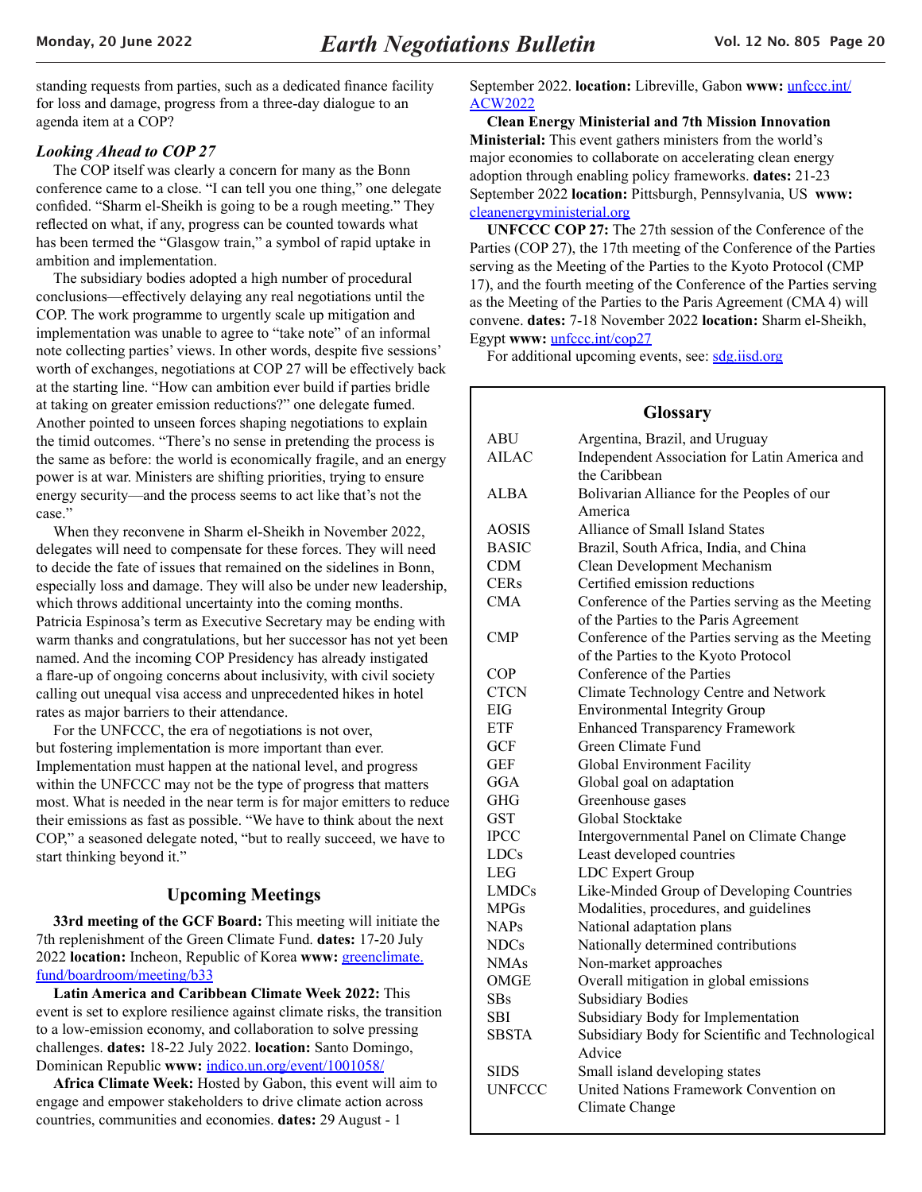standing requests from parties, such as a dedicated finance facility for loss and damage, progress from a three-day dialogue to an agenda item at a COP?

### *Looking Ahead to COP 27*

The COP itself was clearly a concern for many as the Bonn conference came to a close. "I can tell you one thing," one delegate confided. "Sharm el-Sheikh is going to be a rough meeting." They reflected on what, if any, progress can be counted towards what has been termed the "Glasgow train," a symbol of rapid uptake in ambition and implementation.

The subsidiary bodies adopted a high number of procedural conclusions—effectively delaying any real negotiations until the COP. The work programme to urgently scale up mitigation and implementation was unable to agree to "take note" of an informal note collecting parties' views. In other words, despite five sessions' worth of exchanges, negotiations at COP 27 will be effectively back at the starting line. "How can ambition ever build if parties bridle at taking on greater emission reductions?" one delegate fumed. Another pointed to unseen forces shaping negotiations to explain the timid outcomes. "There's no sense in pretending the process is the same as before: the world is economically fragile, and an energy power is at war. Ministers are shifting priorities, trying to ensure energy security—and the process seems to act like that's not the case."

When they reconvene in Sharm el-Sheikh in November 2022, delegates will need to compensate for these forces. They will need to decide the fate of issues that remained on the sidelines in Bonn, especially loss and damage. They will also be under new leadership, which throws additional uncertainty into the coming months. Patricia Espinosa's term as Executive Secretary may be ending with warm thanks and congratulations, but her successor has not yet been named. And the incoming COP Presidency has already instigated a flare-up of ongoing concerns about inclusivity, with civil society calling out unequal visa access and unprecedented hikes in hotel rates as major barriers to their attendance.

For the UNFCCC, the era of negotiations is not over, but fostering implementation is more important than ever. Implementation must happen at the national level, and progress within the UNFCCC may not be the type of progress that matters most. What is needed in the near term is for major emitters to reduce their emissions as fast as possible. "We have to think about the next COP," a seasoned delegate noted, "but to really succeed, we have to start thinking beyond it."

## Upcoming Meetings

**33rd meeting of the GCF Board:** This meeting will initiate the 7th replenishment of the Green Climate Fund. **dates:** 17-20 July 2022 **location:** Incheon, Republic of Korea **www:** greenclimate.fund/boardroom/meeting/b33

**Latin America and Caribbean Climate Week 2022:** This event is set to explore resilience against climate risks, the transition to a low-emission economy, and collaboration to solve pressing challenges. **dates:** 18-22 July 2022. **location:** Santo Domingo, Dominican Republic **www:** indico.un.org/event/1001058/

**Africa Climate Week:** Hosted by Gabon, this event will aim to engage and empower stakeholders to drive climate action across countries, communities and economies. **dates:** 29 August - 1 September 2022. **location:** Libreville, Gabon **www:** unfccc.int/ACW2022

**Clean Energy Ministerial and 7th Mission Innovation Ministerial:** This event gathers ministers from the world's major economies to collaborate on accelerating clean energy adoption through enabling policy frameworks. **dates:** 21-23 September 2022 **location:** Pittsburgh, Pennsylvania, US **www:** cleanenergyministerial.org

**UNFCCC COP 27:** The 27th session of the Conference of the Parties (COP 27), the 17th meeting of the Conference of the Parties serving as the Meeting of the Parties to the Kyoto Protocol (CMP 17), and the fourth meeting of the Conference of the Parties serving as the Meeting of the Parties to the Paris Agreement (CMA 4) will convene. **dates:** 7-18 November 2022 **location:** Sharm el-Sheikh, Egypt **www:** unfccc.int/cop27

For additional upcoming events, see: sdg.iisd.org

## Glossary

| | |
|---|---|
| ABU | Argentina, Brazil, and Uruguay |
| AILAC | Independent Association for Latin America and the Caribbean |
| ALBA | Bolivarian Alliance for the Peoples of our America |
| AOSIS | Alliance of Small Island States |
| BASIC | Brazil, South Africa, India, and China |
| CDM | Clean Development Mechanism |
| CERs | Certified emission reductions |
| CMA | Conference of the Parties serving as the Meeting of the Parties to the Paris Agreement |
| CMP | Conference of the Parties serving as the Meeting of the Parties to the Kyoto Protocol |
| COP | Conference of the Parties |
| CTCN | Climate Technology Centre and Network |
| EIG | Environmental Integrity Group |
| ETF | Enhanced Transparency Framework |
| GCF | Green Climate Fund |
| GEF | Global Environment Facility |
| GGA | Global goal on adaptation |
| GHG | Greenhouse gases |
| GST | Global Stocktake |
| IPCC | Intergovernmental Panel on Climate Change |
| LDCs | Least developed countries |
| LEG | LDC Expert Group |
| LMDCs | Like-Minded Group of Developing Countries |
| MPGs | Modalities, procedures, and guidelines |
| NAPs | National adaptation plans |
| NDCs | Nationally determined contributions |
| NMAs | Non-market approaches |
| OMGE | Overall mitigation in global emissions |
| SBs | Subsidiary Bodies |
| SBI | Subsidiary Body for Implementation |
| SBSTA | Subsidiary Body for Scientific and Technological Advice |
| SIDS | Small island developing states |
| UNFCCC | United Nations Framework Convention on Climate Change |